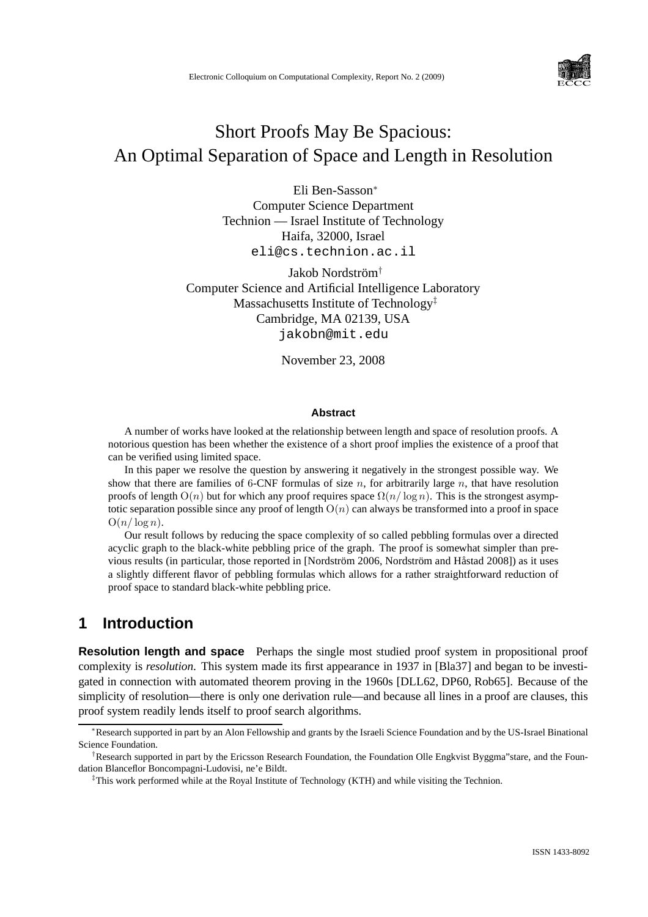Electronic Colloquium on Computational Complexity, Report No. 2 (2009)

# Short Proofs May Be Spacious: An Optimal Separation of Space and Length in Resolution

Eli Ben-Sasson*
Computer Science Department
Technion — Israel Institute of Technology
Haifa, 32000, Israel
eli@cs.technion.ac.il

Jakob Nordström†
Computer Science and Artificial Intelligence Laboratory
Massachusetts Institute of Technology‡
Cambridge, MA 02139, USA
jakobn@mit.edu

November 23, 2008

#### Abstract

A number of works have looked at the relationship between length and space of resolution proofs. A notorious question has been whether the existence of a short proof implies the existence of a proof that can be verified using limited space.

In this paper we resolve the question by answering it negatively in the strongest possible way. We show that there are families of $6$-CNF formulas of size $n$, for arbitrarily large $n$, that have resolution proofs of length $\mathrm{O}(n)$ but for which any proof requires space $\Omega(n/\log n)$. This is the strongest asymptotic separation possible since any proof of length $\mathrm{O}(n)$ can always be transformed into a proof in space $\mathrm{O}(n/\log n)$.

Our result follows by reducing the space complexity of so called pebbling formulas over a directed acyclic graph to the black-white pebbling price of the graph. The proof is somewhat simpler than previous results (in particular, those reported in [Nordström 2006, Nordström and Håstad 2008]) as it uses a slightly different flavor of pebbling formulas which allows for a rather straightforward reduction of proof space to standard black-white pebbling price.

## 1 Introduction

**Resolution length and space** Perhaps the single most studied proof system in propositional proof complexity is *resolution*. This system made its first appearance in 1937 in [Bla37] and began to be investigated in connection with automated theorem proving in the 1960s [DLL62, DP60, Rob65]. Because of the simplicity of resolution—there is only one derivation rule—and because all lines in a proof are clauses, this proof system readily lends itself to proof search algorithms.

*Research supported in part by an Alon Fellowship and grants by the Israeli Science Foundation and by the US-Israel Binational Science Foundation.

†Research supported in part by the Ericsson Research Foundation, the Foundation Olle Engkvist Byggma"stare, and the Foundation Blanceflor Boncompagni-Ludovisi, ne'e Bildt.

‡This work performed while at the Royal Institute of Technology (KTH) and while visiting the Technion.

ISSN 1433-8092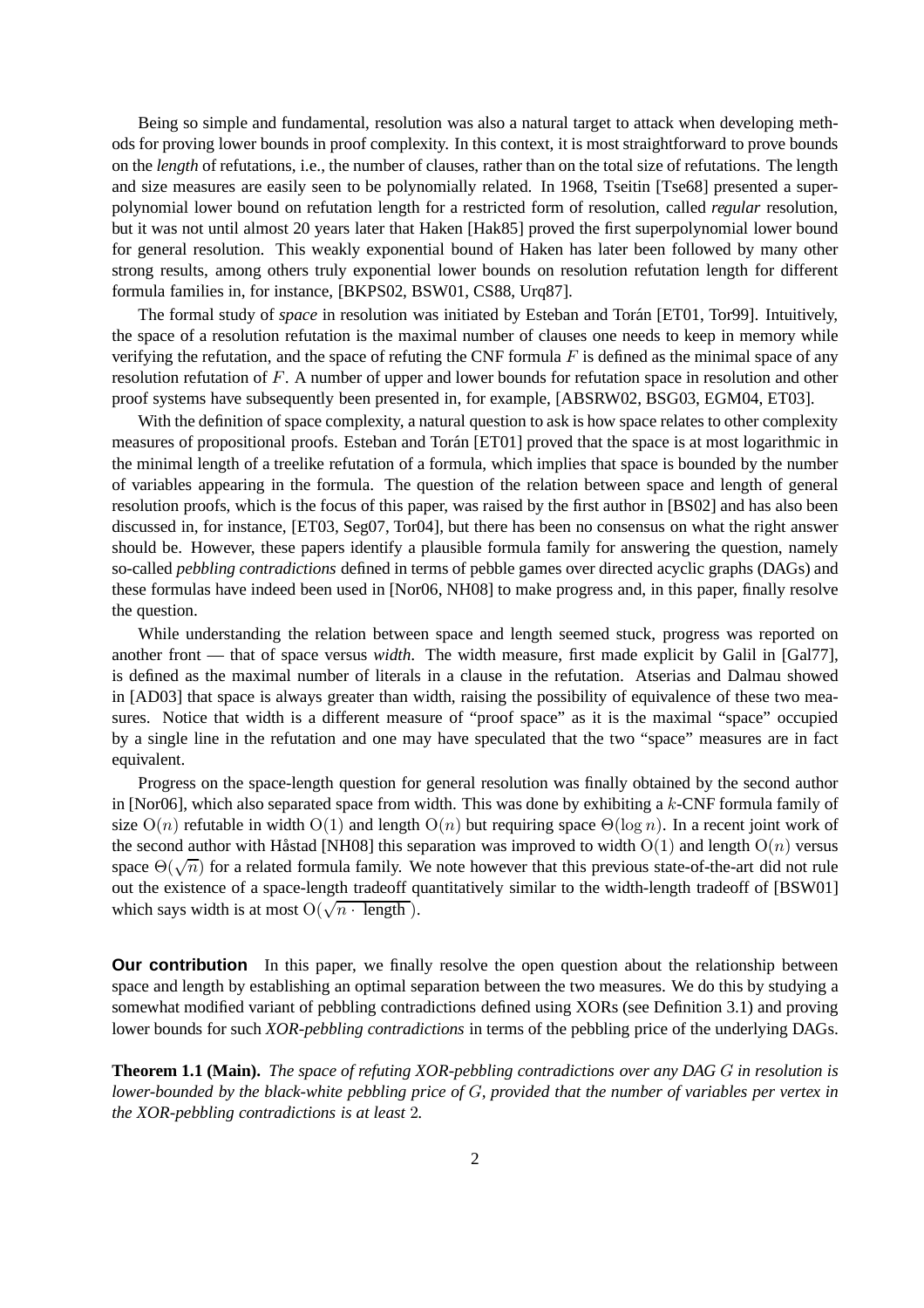Being so simple and fundamental, resolution was also a natural target to attack when developing methods for proving lower bounds in proof complexity. In this context, it is most straightforward to prove bounds on the *length* of refutations, i.e., the number of clauses, rather than on the total size of refutations. The length and size measures are easily seen to be polynomially related. In 1968, Tseitin [Tse68] presented a superpolynomial lower bound on refutation length for a restricted form of resolution, called *regular* resolution, but it was not until almost 20 years later that Haken [Hak85] proved the first superpolynomial lower bound for general resolution. This weakly exponential bound of Haken has later been followed by many other strong results, among others truly exponential lower bounds on resolution refutation length for different formula families in, for instance, [BKPS02, BSW01, CS88, Urq87].

The formal study of *space* in resolution was initiated by Esteban and Torán [ET01, Tor99]. Intuitively, the space of a resolution refutation is the maximal number of clauses one needs to keep in memory while verifying the refutation, and the space of refuting the CNF formula $F$ is defined as the minimal space of any resolution refutation of $F$. A number of upper and lower bounds for refutation space in resolution and other proof systems have subsequently been presented in, for example, [ABSRW02, BSG03, EGM04, ET03].

With the definition of space complexity, a natural question to ask is how space relates to other complexity measures of propositional proofs. Esteban and Torán [ET01] proved that the space is at most logarithmic in the minimal length of a treelike refutation of a formula, which implies that space is bounded by the number of variables appearing in the formula. The question of the relation between space and length of general resolution proofs, which is the focus of this paper, was raised by the first author in [BS02] and has also been discussed in, for instance, [ET03, Seg07, Tor04], but there has been no consensus on what the right answer should be. However, these papers identify a plausible formula family for answering the question, namely so-called *pebbling contradictions* defined in terms of pebble games over directed acyclic graphs (DAGs) and these formulas have indeed been used in [Nor06, NH08] to make progress and, in this paper, finally resolve the question.

While understanding the relation between space and length seemed stuck, progress was reported on another front — that of space versus *width*. The width measure, first made explicit by Galil in [Gal77], is defined as the maximal number of literals in a clause in the refutation. Atserias and Dalmau showed in [AD03] that space is always greater than width, raising the possibility of equivalence of these two measures. Notice that width is a different measure of "proof space" as it is the maximal "space" occupied by a single line in the refutation and one may have speculated that the two "space" measures are in fact equivalent.

Progress on the space-length question for general resolution was finally obtained by the second author in [Nor06], which also separated space from width. This was done by exhibiting a $k$-CNF formula family of size $\mathrm{O}(n)$ refutable in width $\mathrm{O}(1)$ and length $\mathrm{O}(n)$ but requiring space $\Theta(\log n)$. In a recent joint work of the second author with Håstad [NH08] this separation was improved to width $\mathrm{O}(1)$ and length $\mathrm{O}(n)$ versus space $\Theta(\sqrt{n})$ for a related formula family. We note however that this previous state-of-the-art did not rule out the existence of a space-length tradeoff quantitatively similar to the width-length tradeoff of [BSW01] which says width is at most $\mathrm{O}(\sqrt{n \cdot \text{length}})$.

**Our contribution** In this paper, we finally resolve the open question about the relationship between space and length by establishing an optimal separation between the two measures. We do this by studying a somewhat modified variant of pebbling contradictions defined using XORs (see Definition 3.1) and proving lower bounds for such *XOR-pebbling contradictions* in terms of the pebbling price of the underlying DAGs.

**Theorem 1.1 (Main).** *The space of refuting XOR-pebbling contradictions over any DAG $G$ in resolution is lower-bounded by the black-white pebbling price of $G$, provided that the number of variables per vertex in the XOR-pebbling contradictions is at least 2.*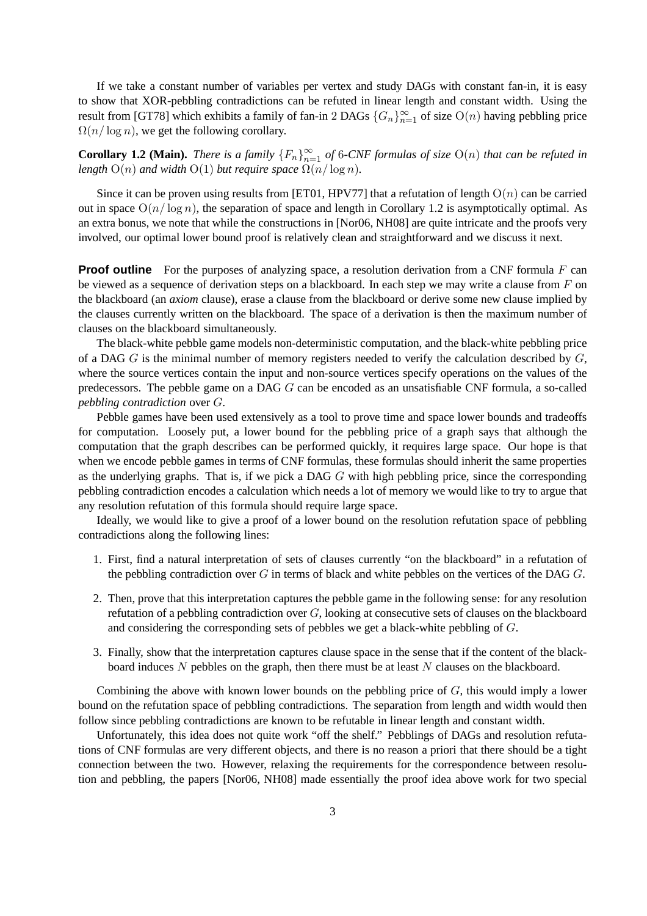If we take a constant number of variables per vertex and study DAGs with constant fan-in, it is easy to show that XOR-pebbling contradictions can be refuted in linear length and constant width. Using the result from [GT78] which exhibits a family of fan-in 2 DAGs $\{G_n\}_{n=1}^{\infty}$ of size $\mathrm{O}(n)$ having pebbling price $\Omega(n/\log n)$, we get the following corollary.

**Corollary 1.2 (Main).** *There is a family $\{F_n\}_{n=1}^{\infty}$ of 6-CNF formulas of size $\mathrm{O}(n)$ that can be refuted in length $\mathrm{O}(n)$ and width $\mathrm{O}(1)$ but require space $\Omega(n/\log n)$.*

Since it can be proven using results from [ET01, HPV77] that a refutation of length $\mathrm{O}(n)$ can be carried out in space $\mathrm{O}(n/\log n)$, the separation of space and length in Corollary 1.2 is asymptotically optimal. As an extra bonus, we note that while the constructions in [Nor06, NH08] are quite intricate and the proofs very involved, our optimal lower bound proof is relatively clean and straightforward and we discuss it next.

**Proof outline** For the purposes of analyzing space, a resolution derivation from a CNF formula $F$ can be viewed as a sequence of derivation steps on a blackboard. In each step we may write a clause from $F$ on the blackboard (an *axiom* clause), erase a clause from the blackboard or derive some new clause implied by the clauses currently written on the blackboard. The space of a derivation is then the maximum number of clauses on the blackboard simultaneously.

The black-white pebble game models non-deterministic computation, and the black-white pebbling price of a DAG $G$ is the minimal number of memory registers needed to verify the calculation described by $G$, where the source vertices contain the input and non-source vertices specify operations on the values of the predecessors. The pebble game on a DAG $G$ can be encoded as an unsatisfiable CNF formula, a so-called *pebbling contradiction* over $G$.

Pebble games have been used extensively as a tool to prove time and space lower bounds and tradeoffs for computation. Loosely put, a lower bound for the pebbling price of a graph says that although the computation that the graph describes can be performed quickly, it requires large space. Our hope is that when we encode pebble games in terms of CNF formulas, these formulas should inherit the same properties as the underlying graphs. That is, if we pick a DAG $G$ with high pebbling price, since the corresponding pebbling contradiction encodes a calculation which needs a lot of memory we would like to try to argue that any resolution refutation of this formula should require large space.

Ideally, we would like to give a proof of a lower bound on the resolution refutation space of pebbling contradictions along the following lines:

1. First, find a natural interpretation of sets of clauses currently "on the blackboard" in a refutation of the pebbling contradiction over $G$ in terms of black and white pebbles on the vertices of the DAG $G$.
2. Then, prove that this interpretation captures the pebble game in the following sense: for any resolution refutation of a pebbling contradiction over $G$, looking at consecutive sets of clauses on the blackboard and considering the corresponding sets of pebbles we get a black-white pebbling of $G$.
3. Finally, show that the interpretation captures clause space in the sense that if the content of the blackboard induces $N$ pebbles on the graph, then there must be at least $N$ clauses on the blackboard.

Combining the above with known lower bounds on the pebbling price of $G$, this would imply a lower bound on the refutation space of pebbling contradictions. The separation from length and width would then follow since pebbling contradictions are known to be refutable in linear length and constant width.

Unfortunately, this idea does not quite work "off the shelf." Pebblings of DAGs and resolution refutations of CNF formulas are very different objects, and there is no reason a priori that there should be a tight connection between the two. However, relaxing the requirements for the correspondence between resolution and pebbling, the papers [Nor06, NH08] made essentially the proof idea above work for two special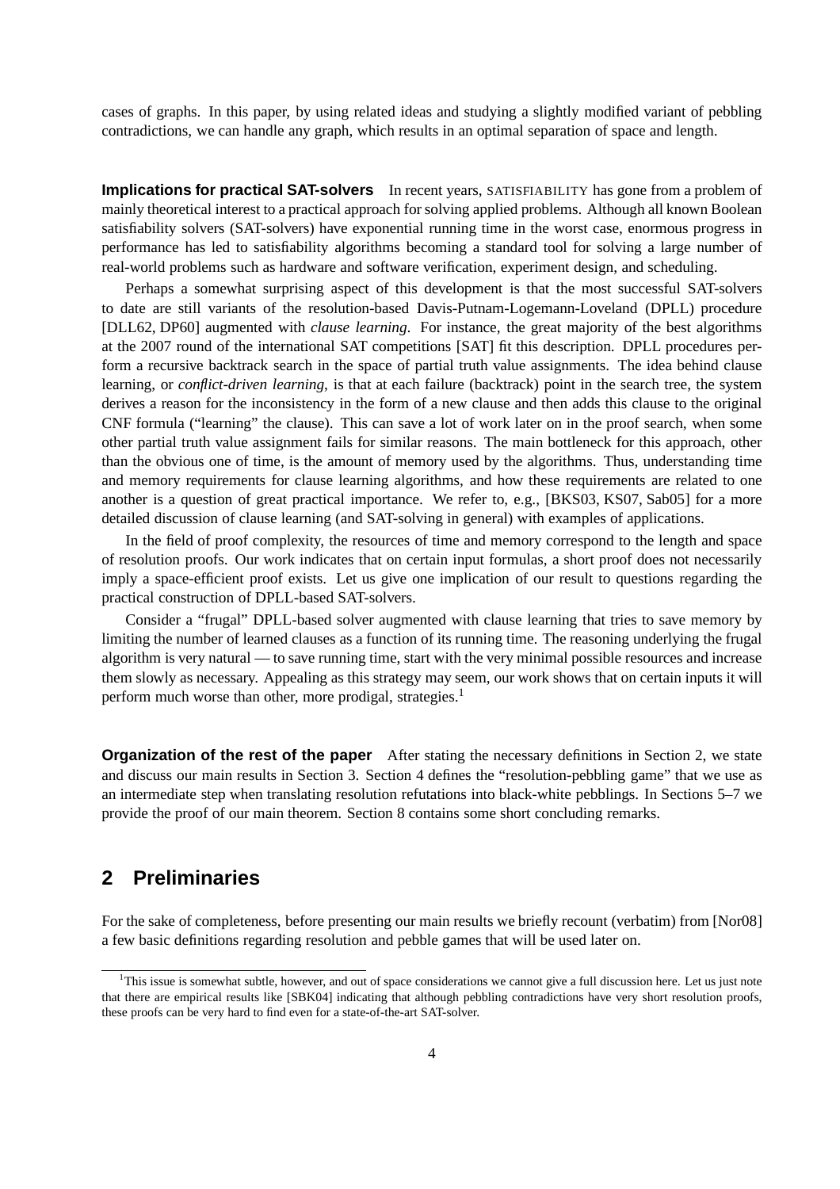cases of graphs. In this paper, by using related ideas and studying a slightly modified variant of pebbling contradictions, we can handle any graph, which results in an optimal separation of space and length.

**Implications for practical SAT-solvers** In recent years, SATISFIABILITY has gone from a problem of mainly theoretical interest to a practical approach for solving applied problems. Although all known Boolean satisfiability solvers (SAT-solvers) have exponential running time in the worst case, enormous progress in performance has led to satisfiability algorithms becoming a standard tool for solving a large number of real-world problems such as hardware and software verification, experiment design, and scheduling.

Perhaps a somewhat surprising aspect of this development is that the most successful SAT-solvers to date are still variants of the resolution-based Davis-Putnam-Logemann-Loveland (DPLL) procedure [DLL62, DP60] augmented with *clause learning*. For instance, the great majority of the best algorithms at the 2007 round of the international SAT competitions [SAT] fit this description. DPLL procedures perform a recursive backtrack search in the space of partial truth value assignments. The idea behind clause learning, or *conflict-driven learning*, is that at each failure (backtrack) point in the search tree, the system derives a reason for the inconsistency in the form of a new clause and then adds this clause to the original CNF formula ("learning" the clause). This can save a lot of work later on in the proof search, when some other partial truth value assignment fails for similar reasons. The main bottleneck for this approach, other than the obvious one of time, is the amount of memory used by the algorithms. Thus, understanding time and memory requirements for clause learning algorithms, and how these requirements are related to one another is a question of great practical importance. We refer to, e.g., [BKS03, KS07, Sab05] for a more detailed discussion of clause learning (and SAT-solving in general) with examples of applications.

In the field of proof complexity, the resources of time and memory correspond to the length and space of resolution proofs. Our work indicates that on certain input formulas, a short proof does not necessarily imply a space-efficient proof exists. Let us give one implication of our result to questions regarding the practical construction of DPLL-based SAT-solvers.

Consider a "frugal" DPLL-based solver augmented with clause learning that tries to save memory by limiting the number of learned clauses as a function of its running time. The reasoning underlying the frugal algorithm is very natural — to save running time, start with the very minimal possible resources and increase them slowly as necessary. Appealing as this strategy may seem, our work shows that on certain inputs it will perform much worse than other, more prodigal, strategies.[1]

**Organization of the rest of the paper** After stating the necessary definitions in Section 2, we state and discuss our main results in Section 3. Section 4 defines the "resolution-pebbling game" that we use as an intermediate step when translating resolution refutations into black-white pebblings. In Sections 5–7 we provide the proof of our main theorem. Section 8 contains some short concluding remarks.

## 2 Preliminaries

For the sake of completeness, before presenting our main results we briefly recount (verbatim) from [Nor08] a few basic definitions regarding resolution and pebble games that will be used later on.

[1] This issue is somewhat subtle, however, and out of space considerations we cannot give a full discussion here. Let us just note that there are empirical results like [SBK04] indicating that although pebbling contradictions have very short resolution proofs, these proofs can be very hard to find even for a state-of-the-art SAT-solver.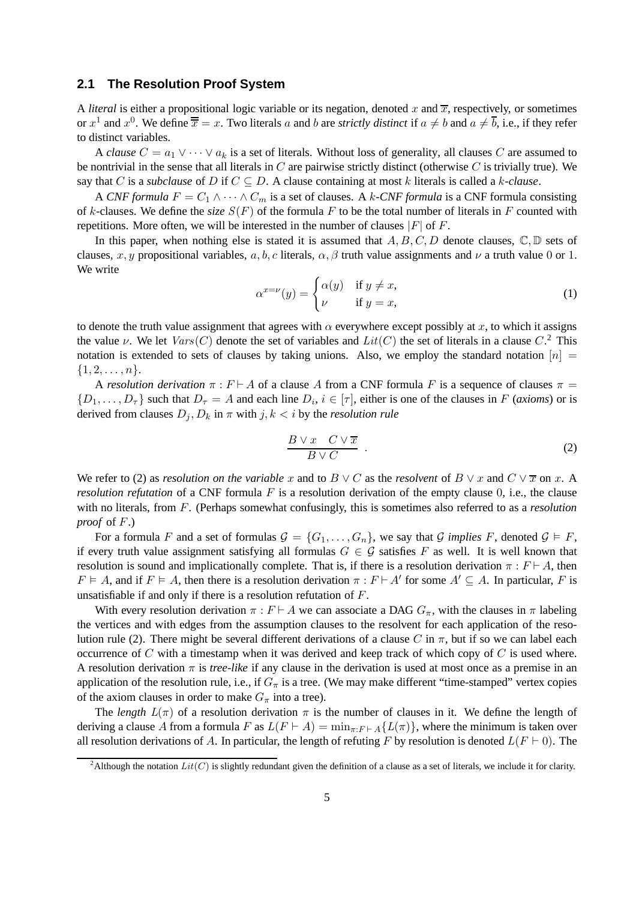## 2.1 The Resolution Proof System

A *literal* is either a propositional logic variable or its negation, denoted $x$ and $\overline{x}$, respectively, or sometimes or $x^1$ and $x^0$. We define $\overline{\overline{x}} = x$. Two literals $a$ and $b$ are *strictly distinct* if $a \neq b$ and $a \neq \overline{b}$, i.e., if they refer to distinct variables.

A *clause* $C = a_1 \vee \cdots \vee a_k$ is a set of literals. Without loss of generality, all clauses $C$ are assumed to be nontrivial in the sense that all literals in $C$ are pairwise strictly distinct (otherwise $C$ is trivially true). We say that $C$ is a *subclause* of $D$ if $C \subseteq D$. A clause containing at most $k$ literals is called a *$k$-clause*.

A *CNF formula* $F = C_1 \wedge \cdots \wedge C_m$ is a set of clauses. A *$k$-CNF formula* is a CNF formula consisting of $k$-clauses. We define the *size* $S(F)$ of the formula $F$ to be the total number of literals in $F$ counted with repetitions. More often, we will be interested in the number of clauses $|F|$ of $F$.

In this paper, when nothing else is stated it is assumed that $A, B, C, D$ denote clauses, $\mathbb{C}, \mathbb{D}$ sets of clauses, $x, y$ propositional variables, $a, b, c$ literals, $\alpha, \beta$ truth value assignments and $\nu$ a truth value 0 or 1. We write

$$\alpha^{x=\nu}(y) = \begin{cases} \alpha(y) & \text{if } y \neq x, \\ \nu & \text{if } y = x, \end{cases} \tag{1}$$

to denote the truth value assignment that agrees with $\alpha$ everywhere except possibly at $x$, to which it assigns the value $\nu$. We let $Vars(C)$ denote the set of variables and $Lit(C)$ the set of literals in a clause $C$.[2] This notation is extended to sets of clauses by taking unions. Also, we employ the standard notation $[n] = \{1, 2, \ldots, n\}$.

A *resolution derivation* $\pi : F \vdash A$ of a clause $A$ from a CNF formula $F$ is a sequence of clauses $\pi = \{D_1, \ldots, D_\tau\}$ such that $D_\tau = A$ and each line $D_i$, $i \in [\tau]$, either is one of the clauses in $F$ (*axioms*) or is derived from clauses $D_j, D_k$ in $\pi$ with $j, k < i$ by the *resolution rule*

$$\frac{B \vee x \quad C \vee \overline{x}}{B \vee C} \ . \tag{2}$$

We refer to (2) as *resolution on the variable* $x$ and to $B \vee C$ as the *resolvent* of $B \vee x$ and $C \vee \overline{x}$ on $x$. A *resolution refutation* of a CNF formula $F$ is a resolution derivation of the empty clause $0$, i.e., the clause with no literals, from $F$. (Perhaps somewhat confusingly, this is sometimes also referred to as a *resolution proof* of $F$.)

For a formula $F$ and a set of formulas $\mathcal{G} = \{G_1, \ldots, G_n\}$, we say that $\mathcal{G}$ *implies* $F$, denoted $\mathcal{G} \vDash F$, if every truth value assignment satisfying all formulas $G \in \mathcal{G}$ satisfies $F$ as well. It is well known that resolution is sound and implicationally complete. That is, if there is a resolution derivation $\pi : F \vdash A$, then $F \vDash A$, and if $F \vDash A$, then there is a resolution derivation $\pi : F \vdash A'$ for some $A' \subseteq A$. In particular, $F$ is unsatisfiable if and only if there is a resolution refutation of $F$.

With every resolution derivation $\pi : F \vdash A$ we can associate a DAG $G_\pi$, with the clauses in $\pi$ labeling the vertices and with edges from the assumption clauses to the resolvent for each application of the resolution rule (2). There might be several different derivations of a clause $C$ in $\pi$, but if so we can label each occurrence of $C$ with a timestamp when it was derived and keep track of which copy of $C$ is used where. A resolution derivation $\pi$ is *tree-like* if any clause in the derivation is used at most once as a premise in an application of the resolution rule, i.e., if $G_\pi$ is a tree. (We may make different "time-stamped" vertex copies of the axiom clauses in order to make $G_\pi$ into a tree).

The *length* $L(\pi)$ of a resolution derivation $\pi$ is the number of clauses in it. We define the length of deriving a clause $A$ from a formula $F$ as $L(F \vdash A) = \min_{\pi : F \vdash A}\{L(\pi)\}$, where the minimum is taken over all resolution derivations of $A$. In particular, the length of refuting $F$ by resolution is denoted $L(F \vdash 0)$. The

[2] Although the notation $Lit(C)$ is slightly redundant given the definition of a clause as a set of literals, we include it for clarity.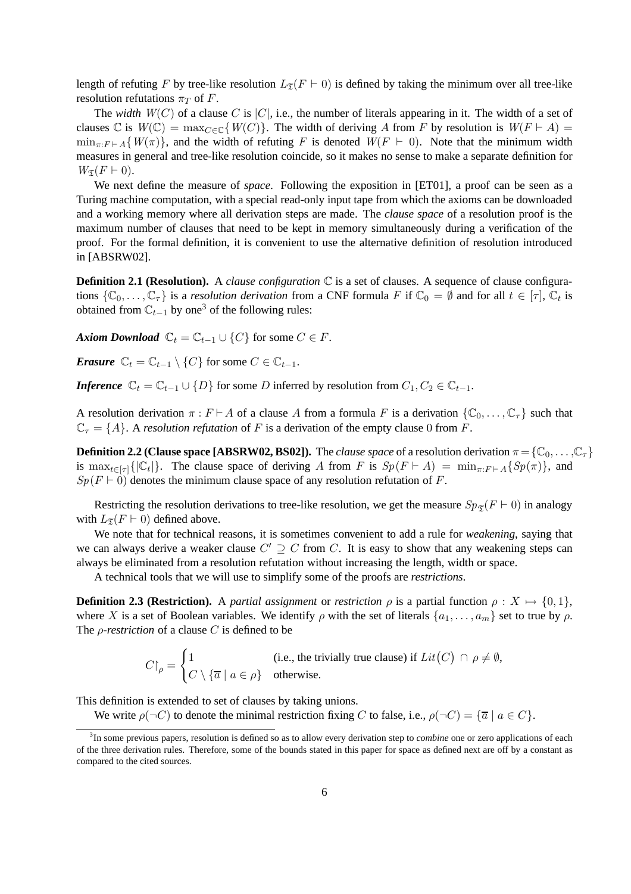length of refuting $F$ by tree-like resolution $L_{\mathfrak{T}}(F \vdash 0)$ is defined by taking the minimum over all tree-like resolution refutations $\pi_T$ of $F$.

The *width* $W(C)$ of a clause $C$ is $|C|$, i.e., the number of literals appearing in it. The width of a set of clauses $\mathbb{C}$ is $W(\mathbb{C}) = \max_{C \in \mathbb{C}}\{W(C)\}$. The width of deriving $A$ from $F$ by resolution is $W(F \vdash A) = \min_{\pi : F \vdash A}\{W(\pi)\}$, and the width of refuting $F$ is denoted $W(F \vdash 0)$. Note that the minimum width measures in general and tree-like resolution coincide, so it makes no sense to make a separate definition for $W_{\mathfrak{T}}(F \vdash 0)$.

We next define the measure of *space*. Following the exposition in [ET01], a proof can be seen as a Turing machine computation, with a special read-only input tape from which the axioms can be downloaded and a working memory where all derivation steps are made. The *clause space* of a resolution proof is the maximum number of clauses that need to be kept in memory simultaneously during a verification of the proof. For the formal definition, it is convenient to use the alternative definition of resolution introduced in [ABSRW02].

**Definition 2.1 (Resolution).** A *clause configuration* $\mathbb{C}$ is a set of clauses. A sequence of clause configurations $\{\mathbb{C}_0, \ldots, \mathbb{C}_\tau\}$ is a *resolution derivation* from a CNF formula $F$ if $\mathbb{C}_0 = \emptyset$ and for all $t \in [\tau]$, $\mathbb{C}_t$ is obtained from $\mathbb{C}_{t-1}$ by one[3] of the following rules:

***Axiom Download*** $\mathbb{C}_t = \mathbb{C}_{t-1} \cup \{C\}$ for some $C \in F$.

***Erasure*** $\mathbb{C}_t = \mathbb{C}_{t-1} \setminus \{C\}$ for some $C \in \mathbb{C}_{t-1}$.

***Inference*** $\mathbb{C}_t = \mathbb{C}_{t-1} \cup \{D\}$ for some $D$ inferred by resolution from $C_1, C_2 \in \mathbb{C}_{t-1}$.

A resolution derivation $\pi : F \vdash A$ of a clause $A$ from a formula $F$ is a derivation $\{\mathbb{C}_0, \ldots, \mathbb{C}_\tau\}$ such that $\mathbb{C}_\tau = \{A\}$. A *resolution refutation* of $F$ is a derivation of the empty clause $0$ from $F$.

**Definition 2.2 (Clause space [ABSRW02, BS02]).** The *clause space* of a resolution derivation $\pi = \{\mathbb{C}_0, \ldots, \mathbb{C}_\tau\}$ is $\max_{t \in [\tau]}\{|\mathbb{C}_t|\}$. The clause space of deriving $A$ from $F$ is $Sp(F \vdash A) = \min_{\pi : F \vdash A}\{Sp(\pi)\}$, and $Sp(F \vdash 0)$ denotes the minimum clause space of any resolution refutation of $F$.

Restricting the resolution derivations to tree-like resolution, we get the measure $Sp_{\mathfrak{T}}(F \vdash 0)$ in analogy with $L_{\mathfrak{T}}(F \vdash 0)$ defined above.

We note that for technical reasons, it is sometimes convenient to add a rule for *weakening*, saying that we can always derive a weaker clause $C' \supseteq C$ from $C$. It is easy to show that any weakening steps can always be eliminated from a resolution refutation without increasing the length, width or space.

A technical tools that we will use to simplify some of the proofs are *restrictions*.

**Definition 2.3 (Restriction).** A *partial assignment* or *restriction* $\rho$ is a partial function $\rho : X \mapsto \{0, 1\}$, where $X$ is a set of Boolean variables. We identify $\rho$ with the set of literals $\{a_1, \ldots, a_m\}$ set to true by $\rho$. The *$\rho$-restriction* of a clause $C$ is defined to be

$$C{\restriction}_\rho = \begin{cases} 1 & \text{(i.e., the trivially true clause) if } Lit(C) \cap \rho \neq \emptyset, \\ C \setminus \{\overline{a} \mid a \in \rho\} & \text{otherwise.} \end{cases}$$

This definition is extended to set of clauses by taking unions.

We write $\rho(\neg C)$ to denote the minimal restriction fixing $C$ to false, i.e., $\rho(\neg C) = \{\overline{a} \mid a \in C\}$.

---

[3] In some previous papers, resolution is defined so as to allow every derivation step to *combine* one or zero applications of each of the three derivation rules. Therefore, some of the bounds stated in this paper for space as defined next are off by a constant as compared to the cited sources.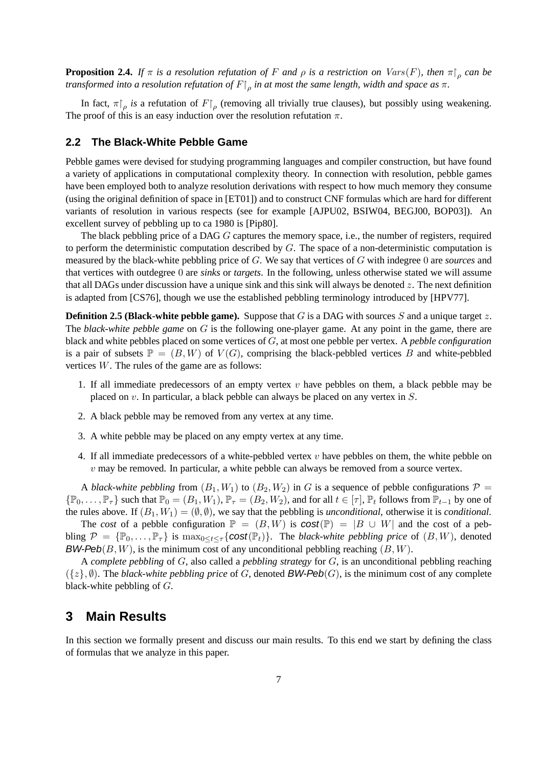**Proposition 2.4.** *If $\pi$ is a resolution refutation of $F$ and $\rho$ is a restriction on $Vars(F)$, then $\pi{\restriction_\rho}$ can be transformed into a resolution refutation of $F{\restriction_\rho}$ in at most the same length, width and space as $\pi$.*

In fact, $\pi{\restriction_\rho}$ *is* a refutation of $F{\restriction_\rho}$ (removing all trivially true clauses), but possibly using weakening. The proof of this is an easy induction over the resolution refutation $\pi$.

## 2.2 The Black-White Pebble Game

Pebble games were devised for studying programming languages and compiler construction, but have found a variety of applications in computational complexity theory. In connection with resolution, pebble games have been employed both to analyze resolution derivations with respect to how much memory they consume (using the original definition of space in [ET01]) and to construct CNF formulas which are hard for different variants of resolution in various respects (see for example [AJPU02, BSIW04, BEGJ00, BOP03]). An excellent survey of pebbling up to ca 1980 is [Pip80].

The black pebbling price of a DAG $G$ captures the memory space, i.e., the number of registers, required to perform the deterministic computation described by $G$. The space of a non-deterministic computation is measured by the black-white pebbling price of $G$. We say that vertices of $G$ with indegree $0$ are *sources* and that vertices with outdegree $0$ are *sinks* or *targets*. In the following, unless otherwise stated we will assume that all DAGs under discussion have a unique sink and this sink will always be denoted $z$. The next definition is adapted from [CS76], though we use the established pebbling terminology introduced by [HPV77].

**Definition 2.5 (Black-white pebble game).** Suppose that $G$ is a DAG with sources $S$ and a unique target $z$. The *black-white pebble game* on $G$ is the following one-player game. At any point in the game, there are black and white pebbles placed on some vertices of $G$, at most one pebble per vertex. A *pebble configuration* is a pair of subsets $\mathbb{P} = (B, W)$ of $V(G)$, comprising the black-pebbled vertices $B$ and white-pebbled vertices $W$. The rules of the game are as follows:

1. If all immediate predecessors of an empty vertex $v$ have pebbles on them, a black pebble may be placed on $v$. In particular, a black pebble can always be placed on any vertex in $S$.
2. A black pebble may be removed from any vertex at any time.
3. A white pebble may be placed on any empty vertex at any time.
4. If all immediate predecessors of a white-pebbled vertex $v$ have pebbles on them, the white pebble on $v$ may be removed. In particular, a white pebble can always be removed from a source vertex.

A *black-white pebbling* from $(B_1, W_1)$ to $(B_2, W_2)$ in $G$ is a sequence of pebble configurations $\mathcal{P} = \{\mathbb{P}_0, \ldots, \mathbb{P}_\tau\}$ such that $\mathbb{P}_0 = (B_1, W_1)$, $\mathbb{P}_\tau = (B_2, W_2)$, and for all $t \in [\tau]$, $\mathbb{P}_t$ follows from $\mathbb{P}_{t-1}$ by one of the rules above. If $(B_1, W_1) = (\emptyset, \emptyset)$, we say that the pebbling is *unconditional*, otherwise it is *conditional*.

The *cost* of a pebble configuration $\mathbb{P} = (B, W)$ is $\mathit{cost}(\mathbb{P}) = |B \cup W|$ and the cost of a pebbling $\mathcal{P} = \{\mathbb{P}_0, \ldots, \mathbb{P}_\tau\}$ is $\max_{0 \le t \le \tau}\{\mathit{cost}(\mathbb{P}_t)\}$. The *black-white pebbling price* of $(B, W)$, denoted $\mathit{BW\text{-}Peb}(B, W)$, is the minimum cost of any unconditional pebbling reaching $(B, W)$.

A *complete pebbling* of $G$, also called a *pebbling strategy* for $G$, is an unconditional pebbling reaching $(\{z\}, \emptyset)$. The *black-white pebbling price* of $G$, denoted $\mathit{BW\text{-}Peb}(G)$, is the minimum cost of any complete black-white pebbling of $G$.

# 3 Main Results

In this section we formally present and discuss our main results. To this end we start by defining the class of formulas that we analyze in this paper.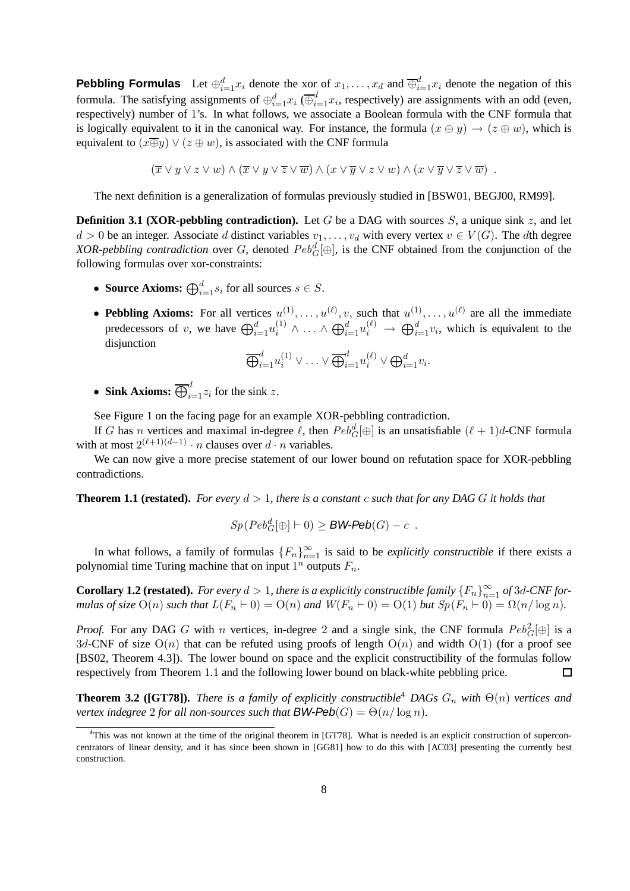**Pebbling Formulas** Let $\oplus_{i=1}^{d} x_i$ denote the xor of $x_1, \ldots, x_d$ and $\overline{\oplus}_{i=1}^{d} x_i$ denote the negation of this formula. The satisfying assignments of $\oplus_{i=1}^{d} x_i$ ($\overline{\oplus}_{i=1}^{d} x_i$, respectively) are assignments with an odd (even, respectively) number of 1's. In what follows, we associate a Boolean formula with the CNF formula that is logically equivalent to it in the canonical way. For instance, the formula $(x \oplus y) \rightarrow (z \oplus w)$, which is equivalent to $(x \overline{\oplus} y) \vee (z \oplus w)$, is associated with the CNF formula

$$(\overline{x} \vee y \vee z \vee w) \wedge (\overline{x} \vee y \vee \overline{z} \vee \overline{w}) \wedge (x \vee \overline{y} \vee z \vee w) \wedge (x \vee \overline{y} \vee \overline{z} \vee \overline{w}) \ .$$

The next definition is a generalization of formulas previously studied in [BSW01, BEGJ00, RM99].

**Definition 3.1 (XOR-pebbling contradiction).** Let $G$ be a DAG with sources $S$, a unique sink $z$, and let $d > 0$ be an integer. Associate $d$ distinct variables $v_1, \ldots, v_d$ with every vertex $v \in V(G)$. The $d$th degree *XOR-pebbling contradiction* over $G$, denoted $Peb_G^d[\oplus]$, is the CNF obtained from the conjunction of the following formulas over xor-constraints:

- **Source Axioms:** $\bigoplus_{i=1}^{d} s_i$ for all sources $s \in S$.
- **Pebbling Axioms:** For all vertices $u^{(1)}, \ldots, u^{(\ell)}, v$, such that $u^{(1)}, \ldots, u^{(\ell)}$ are all the immediate predecessors of $v$, we have $\bigoplus_{i=1}^{d} u_i^{(1)} \wedge \ldots \wedge \bigoplus_{i=1}^{d} u_i^{(\ell)} \rightarrow \bigoplus_{i=1}^{d} v_i$, which is equivalent to the disjunction
$$\overline{\bigoplus}_{i=1}^{d} u_i^{(1)} \vee \ldots \vee \overline{\bigoplus}_{i=1}^{d} u_i^{(\ell)} \vee \bigoplus_{i=1}^{d} v_i.$$
- **Sink Axioms:** $\overline{\bigoplus}_{i=1}^{d} z_i$ for the sink $z$.

See Figure 1 on the facing page for an example XOR-pebbling contradiction.

If $G$ has $n$ vertices and maximal in-degree $\ell$, then $Peb_G^d[\oplus]$ is an unsatisfiable $(\ell+1)d$-CNF formula with at most $2^{(\ell+1)(d-1)} \cdot n$ clauses over $d \cdot n$ variables.

We can now give a more precise statement of our lower bound on refutation space for XOR-pebbling contradictions.

**Theorem 1.1 (restated).** *For every $d > 1$, there is a constant $c$ such that for any DAG $G$ it holds that*

$$Sp(Peb_G^d[\oplus] \vdash 0) \geq \textit{BW-Peb}(G) - c \ .$$

In what follows, a family of formulas $\{F_n\}_{n=1}^{\infty}$ is said to be *explicitly constructible* if there exists a polynomial time Turing machine that on input $1^n$ outputs $F_n$.

**Corollary 1.2 (restated).** *For every $d > 1$, there is a explicitly constructible family $\{F_n\}_{n=1}^{\infty}$ of $3d$-CNF formulas of size $\mathrm{O}(n)$ such that $L(F_n \vdash 0) = \mathrm{O}(n)$ and $W(F_n \vdash 0) = \mathrm{O}(1)$ but $Sp(F_n \vdash 0) = \Omega(n/\log n)$.*

*Proof.* For any DAG $G$ with $n$ vertices, in-degree 2 and a single sink, the CNF formula $Peb_G^2[\oplus]$ is a $3d$-CNF of size $\mathrm{O}(n)$ that can be refuted using proofs of length $\mathrm{O}(n)$ and width $\mathrm{O}(1)$ (for a proof see [BS02, Theorem 4.3]). The lower bound on space and the explicit constructibility of the formulas follow respectively from Theorem 1.1 and the following lower bound on black-white pebbling price. ☐

**Theorem 3.2 ([GT78]).** *There is a family of explicitly constructible*[4] *DAGs $G_n$ with $\Theta(n)$ vertices and vertex indegree 2 for all non-sources such that* ***BW-Peb***$(G) = \Theta(n/\log n)$.

[4] This was not known at the time of the original theorem in [GT78]. What is needed is an explicit construction of superconcentrators of linear density, and it has since been shown in [GG81] how to do this with [AC03] presenting the currently best construction.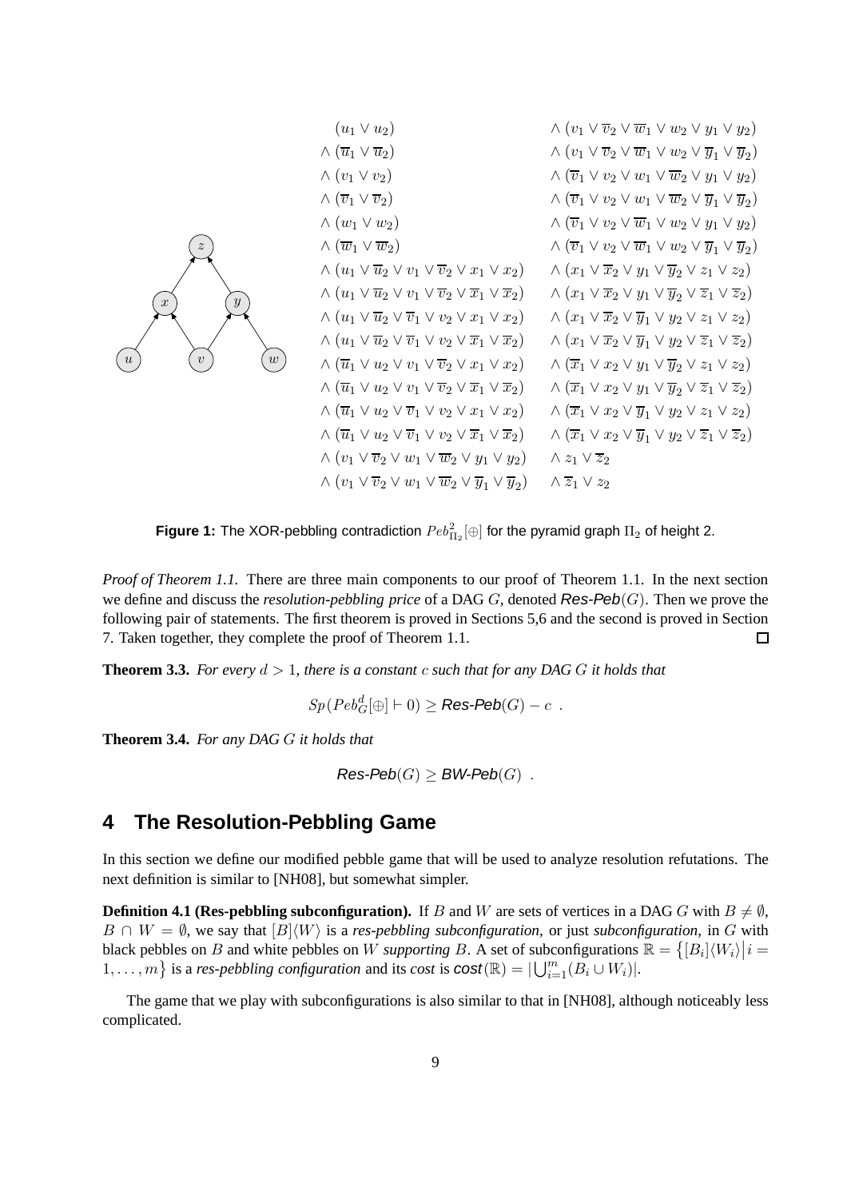$$
\begin{array}{ll}
(u_1 \vee u_2) & \wedge\ (v_1 \vee \overline{v}_2 \vee \overline{w}_1 \vee w_2 \vee y_1 \vee y_2) \\
\wedge\ (\overline{u}_1 \vee \overline{u}_2) & \wedge\ (v_1 \vee \overline{v}_2 \vee \overline{w}_1 \vee w_2 \vee \overline{y}_1 \vee \overline{y}_2) \\
\wedge\ (v_1 \vee v_2) & \wedge\ (\overline{v}_1 \vee v_2 \vee w_1 \vee \overline{w}_2 \vee y_1 \vee y_2) \\
\wedge\ (\overline{v}_1 \vee \overline{v}_2) & \wedge\ (\overline{v}_1 \vee v_2 \vee w_1 \vee \overline{w}_2 \vee \overline{y}_1 \vee \overline{y}_2) \\
\wedge\ (w_1 \vee w_2) & \wedge\ (\overline{v}_1 \vee v_2 \vee \overline{w}_1 \vee w_2 \vee y_1 \vee y_2) \\
\wedge\ (\overline{w}_1 \vee \overline{w}_2) & \wedge\ (\overline{v}_1 \vee v_2 \vee \overline{w}_1 \vee w_2 \vee \overline{y}_1 \vee \overline{y}_2) \\
\wedge\ (u_1 \vee \overline{u}_2 \vee v_1 \vee \overline{v}_2 \vee x_1 \vee x_2) & \wedge\ (x_1 \vee \overline{x}_2 \vee y_1 \vee \overline{y}_2 \vee z_1 \vee z_2) \\
\wedge\ (u_1 \vee \overline{u}_2 \vee v_1 \vee \overline{v}_2 \vee \overline{x}_1 \vee \overline{x}_2) & \wedge\ (x_1 \vee \overline{x}_2 \vee y_1 \vee \overline{y}_2 \vee \overline{z}_1 \vee \overline{z}_2) \\
\wedge\ (u_1 \vee \overline{u}_2 \vee \overline{v}_1 \vee v_2 \vee x_1 \vee x_2) & \wedge\ (x_1 \vee \overline{x}_2 \vee \overline{y}_1 \vee y_2 \vee z_1 \vee z_2) \\
\wedge\ (u_1 \vee \overline{u}_2 \vee \overline{v}_1 \vee v_2 \vee \overline{x}_1 \vee \overline{x}_2) & \wedge\ (x_1 \vee \overline{x}_2 \vee \overline{y}_1 \vee y_2 \vee \overline{z}_1 \vee \overline{z}_2) \\
\wedge\ (\overline{u}_1 \vee u_2 \vee v_1 \vee \overline{v}_2 \vee x_1 \vee x_2) & \wedge\ (\overline{x}_1 \vee x_2 \vee y_1 \vee \overline{y}_2 \vee z_1 \vee z_2) \\
\wedge\ (\overline{u}_1 \vee u_2 \vee v_1 \vee \overline{v}_2 \vee \overline{x}_1 \vee \overline{x}_2) & \wedge\ (\overline{x}_1 \vee x_2 \vee y_1 \vee \overline{y}_2 \vee \overline{z}_1 \vee \overline{z}_2) \\
\wedge\ (\overline{u}_1 \vee u_2 \vee \overline{v}_1 \vee v_2 \vee x_1 \vee x_2) & \wedge\ (\overline{x}_1 \vee x_2 \vee \overline{y}_1 \vee y_2 \vee z_1 \vee z_2) \\
\wedge\ (\overline{u}_1 \vee u_2 \vee \overline{v}_1 \vee v_2 \vee \overline{x}_1 \vee \overline{x}_2) & \wedge\ (\overline{x}_1 \vee x_2 \vee \overline{y}_1 \vee y_2 \vee \overline{z}_1 \vee \overline{z}_2) \\
\wedge\ (v_1 \vee \overline{v}_2 \vee w_1 \vee \overline{w}_2 \vee y_1 \vee y_2) & \wedge\ z_1 \vee \overline{z}_2 \\
\wedge\ (v_1 \vee \overline{v}_2 \vee w_1 \vee \overline{w}_2 \vee \overline{y}_1 \vee \overline{y}_2) & \wedge\ \overline{z}_1 \vee z_2
\end{array}
$$

**Figure 1:** The XOR-pebbling contradiction $Peb^2_{\Pi_2}[\oplus]$ for the pyramid graph $\Pi_2$ of height 2.

*Proof of Theorem 1.1.* There are three main components to our proof of Theorem 1.1. In the next section we define and discuss the *resolution-pebbling price* of a DAG $G$, denoted *Res-Peb*$(G)$. Then we prove the following pair of statements. The first theorem is proved in Sections 5,6 and the second is proved in Section 7. Taken together, they complete the proof of Theorem 1.1. □

**Theorem 3.3.** *For every $d > 1$, there is a constant $c$ such that for any DAG $G$ it holds that*

$$Sp(Peb^d_G[\oplus] \vdash 0) \geq \textit{Res-Peb}(G) - c \ .$$

**Theorem 3.4.** *For any DAG $G$ it holds that*

$$\textit{Res-Peb}(G) \geq \textit{BW-Peb}(G) \ .$$

## 4 The Resolution-Pebbling Game

In this section we define our modified pebble game that will be used to analyze resolution refutations. The next definition is similar to [NH08], but somewhat simpler.

**Definition 4.1 (Res-pebbling subconfiguration).** If $B$ and $W$ are sets of vertices in a DAG $G$ with $B \neq \emptyset$, $B \cap W = \emptyset$, we say that $[B]\langle W \rangle$ is a *res-pebbling subconfiguration*, or just *subconfiguration*, in $G$ with black pebbles on $B$ and white pebbles on $W$ *supporting* $B$. A set of subconfigurations $\mathbb{R} = \{[B_i]\langle W_i \rangle \big| i = 1, \ldots, m\}$ is a *res-pebbling configuration* and its *cost* is $\textit{cost}(\mathbb{R}) = |\bigcup_{i=1}^m (B_i \cup W_i)|$.

The game that we play with subconfigurations is also similar to that in [NH08], although noticeably less complicated.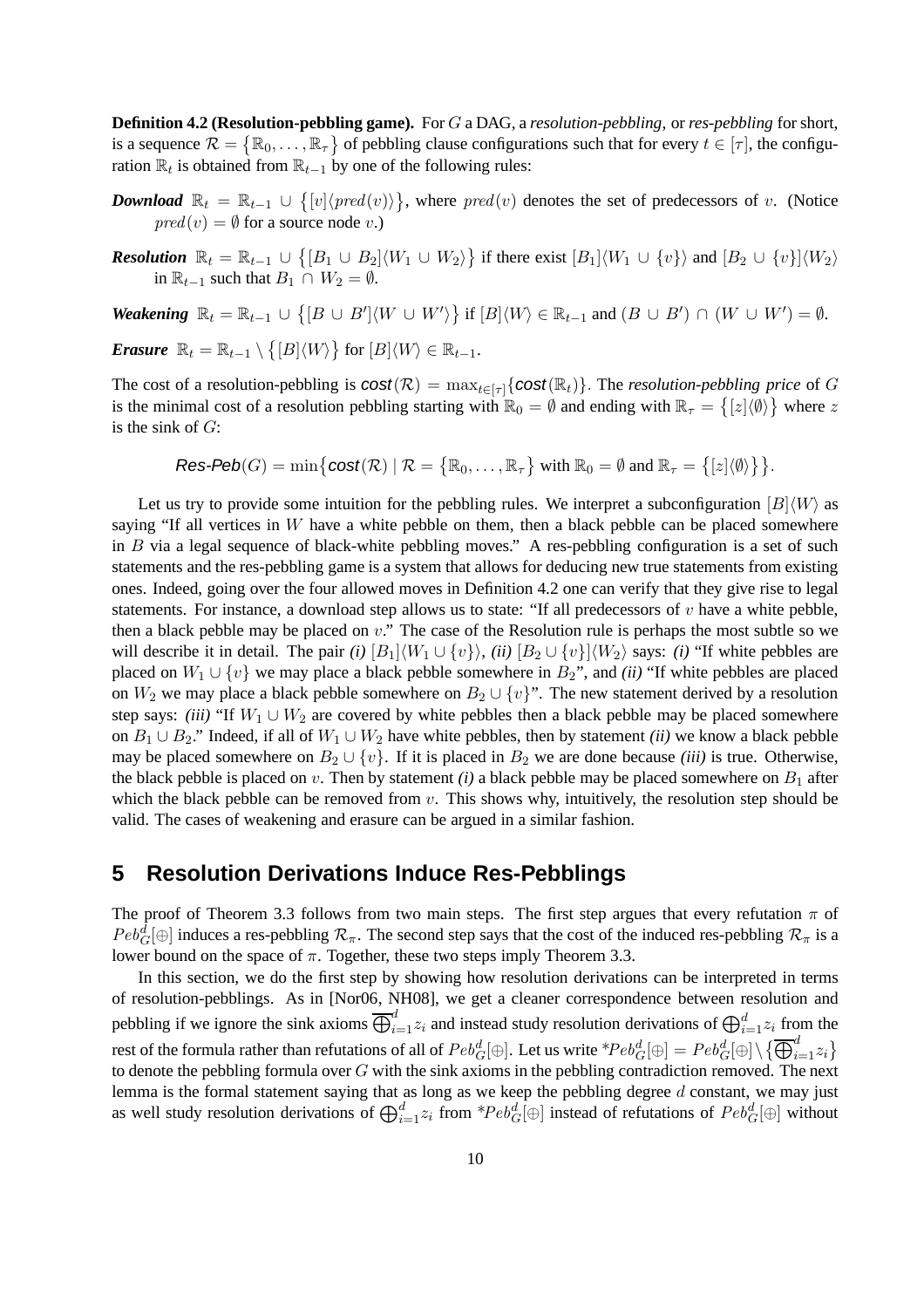**Definition 4.2 (Resolution-pebbling game).** For $G$ a DAG, a *resolution-pebbling*, or *res-pebbling* for short, is a sequence $\mathcal{R} = \{\mathbb{R}_0, \ldots, \mathbb{R}_\tau\}$ of pebbling clause configurations such that for every $t \in [\tau]$, the configuration $\mathbb{R}_t$ is obtained from $\mathbb{R}_{t-1}$ by one of the following rules:

***Download*** $\mathbb{R}_t = \mathbb{R}_{t-1} \cup \{[v]\langle pred(v)\rangle\}$, where $pred(v)$ denotes the set of predecessors of $v$. (Notice $pred(v) = \emptyset$ for a source node $v$.)

***Resolution*** $\mathbb{R}_t = \mathbb{R}_{t-1} \cup \{[B_1 \cup B_2]\langle W_1 \cup W_2\rangle\}$ if there exist $[B_1]\langle W_1 \cup \{v\}\rangle$ and $[B_2 \cup \{v\}]\langle W_2\rangle$ in $\mathbb{R}_{t-1}$ such that $B_1 \cap W_2 = \emptyset$.

***Weakening*** $\mathbb{R}_t = \mathbb{R}_{t-1} \cup \{[B \cup B']\langle W \cup W'\rangle\}$ if $[B]\langle W\rangle \in \mathbb{R}_{t-1}$ and $(B \cup B') \cap (W \cup W') = \emptyset$.

***Erasure*** $\mathbb{R}_t = \mathbb{R}_{t-1} \setminus \{[B]\langle W\rangle\}$ for $[B]\langle W\rangle \in \mathbb{R}_{t-1}$.

The cost of a resolution-pebbling is $\mathit{cost}(\mathcal{R}) = \max_{t\in[\tau]}\{\mathit{cost}(\mathbb{R}_t)\}$. The *resolution-pebbling price* of $G$ is the minimal cost of a resolution pebbling starting with $\mathbb{R}_0 = \emptyset$ and ending with $\mathbb{R}_\tau = \{[z]\langle\emptyset\rangle\}$ where $z$ is the sink of $G$:

$$\mathit{Res\text{-}Peb}(G) = \min\{\mathit{cost}(\mathcal{R}) \mid \mathcal{R} = \{\mathbb{R}_0, \ldots, \mathbb{R}_\tau\} \text{ with } \mathbb{R}_0 = \emptyset \text{ and } \mathbb{R}_\tau = \{[z]\langle\emptyset\rangle\}\}.$$

Let us try to provide some intuition for the pebbling rules. We interpret a subconfiguration $[B]\langle W\rangle$ as saying "If all vertices in $W$ have a white pebble on them, then a black pebble can be placed somewhere in $B$ via a legal sequence of black-white pebbling moves." A res-pebbling configuration is a set of such statements and the res-pebbling game is a system that allows for deducing new true statements from existing ones. Indeed, going over the four allowed moves in Definition 4.2 one can verify that they give rise to legal statements. For instance, a download step allows us to state: "If all predecessors of $v$ have a white pebble, then a black pebble may be placed on $v$." The case of the Resolution rule is perhaps the most subtle so we will describe it in detail. The pair *(i)* $[B_1]\langle W_1 \cup \{v\}\rangle$, *(ii)* $[B_2 \cup \{v\}]\langle W_2\rangle$ says: *(i)* "If white pebbles are placed on $W_1 \cup \{v\}$ we may place a black pebble somewhere in $B_2$", and *(ii)* "If white pebbles are placed on $W_2$ we may place a black pebble somewhere on $B_2 \cup \{v\}$". The new statement derived by a resolution step says: *(iii)* "If $W_1 \cup W_2$ are covered by white pebbles then a black pebble may be placed somewhere on $B_1 \cup B_2$." Indeed, if all of $W_1 \cup W_2$ have white pebbles, then by statement *(ii)* we know a black pebble may be placed somewhere on $B_2 \cup \{v\}$. If it is placed in $B_2$ we are done because *(iii)* is true. Otherwise, the black pebble is placed on $v$. Then by statement *(i)* a black pebble may be placed somewhere on $B_1$ after which the black pebble can be removed from $v$. This shows why, intuitively, the resolution step should be valid. The cases of weakening and erasure can be argued in a similar fashion.

## 5 Resolution Derivations Induce Res-Pebblings

The proof of Theorem 3.3 follows from two main steps. The first step argues that every refutation $\pi$ of $Peb^d_G[\oplus]$ induces a res-pebbling $\mathcal{R}_\pi$. The second step says that the cost of the induced res-pebbling $\mathcal{R}_\pi$ is a lower bound on the space of $\pi$. Together, these two steps imply Theorem 3.3.

In this section, we do the first step by showing how resolution derivations can be interpreted in terms of resolution-pebblings. As in [Nor06, NH08], we get a cleaner correspondence between resolution and pebbling if we ignore the sink axioms $\overline{\bigoplus}_{i=1}^{d} z_i$ and instead study resolution derivations of $\bigoplus_{i=1}^{d} z_i$ from the rest of the formula rather than refutations of all of $Peb^d_G[\oplus]$. Let us write $^*Peb^d_G[\oplus] = Peb^d_G[\oplus] \setminus \{\overline{\bigoplus}_{i=1}^{d} z_i\}$ to denote the pebbling formula over $G$ with the sink axioms in the pebbling contradiction removed. The next lemma is the formal statement saying that as long as we keep the pebbling degree $d$ constant, we may just as well study resolution derivations of $\bigoplus_{i=1}^{d} z_i$ from $^*Peb^d_G[\oplus]$ instead of refutations of $Peb^d_G[\oplus]$ without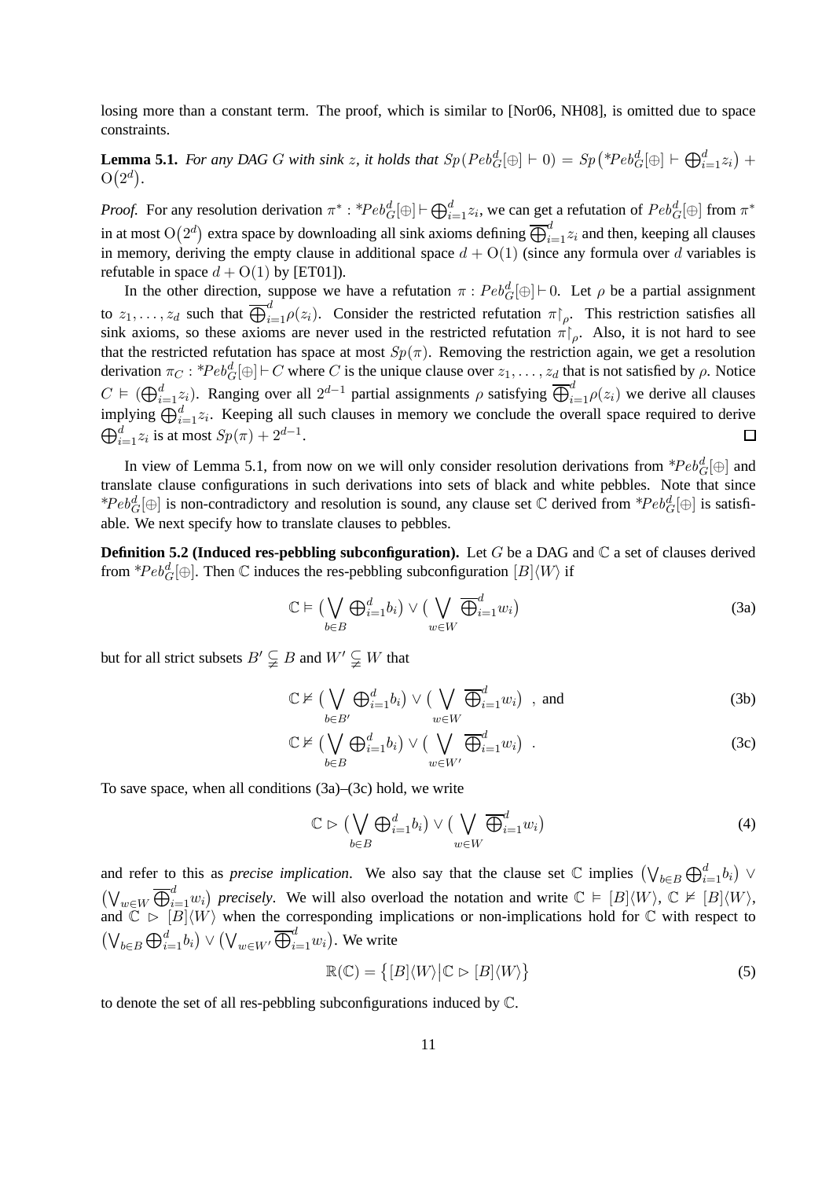losing more than a constant term. The proof, which is similar to [Nor06, NH08], is omitted due to space constraints.

**Lemma 5.1.** *For any DAG $G$ with sink $z$, it holds that $Sp(Peb^d_G[\oplus] \vdash 0) = Sp\big({}^*Peb^d_G[\oplus] \vdash \bigoplus_{i=1}^d z_i\big) + \mathrm{O}\big(2^d\big)$.*

*Proof.* For any resolution derivation $\pi^* : {}^*Peb^d_G[\oplus] \vdash \bigoplus_{i=1}^d z_i$, we can get a refutation of $Peb^d_G[\oplus]$ from $\pi^*$ in at most $\mathrm{O}\big(2^d\big)$ extra space by downloading all sink axioms defining $\overline{\bigoplus}_{i=1}^d z_i$ and then, keeping all clauses in memory, deriving the empty clause in additional space $d + \mathrm{O}(1)$ (since any formula over $d$ variables is refutable in space $d + \mathrm{O}(1)$ by [ET01]).

In the other direction, suppose we have a refutation $\pi : Peb^d_G[\oplus] \vdash 0$. Let $\rho$ be a partial assignment to $z_1, \ldots, z_d$ such that $\overline{\bigoplus}_{i=1}^d \rho(z_i)$. Consider the restricted refutation $\pi\!\restriction_\rho$. This restriction satisfies all sink axioms, so these axioms are never used in the restricted refutation $\pi\!\restriction_\rho$. Also, it is not hard to see that the restricted refutation has space at most $Sp(\pi)$. Removing the restriction again, we get a resolution derivation $\pi_C : {}^*Peb^d_G[\oplus] \vdash C$ where $C$ is the unique clause over $z_1, \ldots, z_d$ that is not satisfied by $\rho$. Notice $C \vDash (\bigoplus_{i=1}^d z_i)$. Ranging over all $2^{d-1}$ partial assignments $\rho$ satisfying $\overline{\bigoplus}_{i=1}^d \rho(z_i)$ we derive all clauses implying $\bigoplus_{i=1}^d z_i$. Keeping all such clauses in memory we conclude the overall space required to derive $\bigoplus_{i=1}^d z_i$ is at most $Sp(\pi) + 2^{d-1}$. ∎

In view of Lemma 5.1, from now on we will only consider resolution derivations from ${}^*Peb^d_G[\oplus]$ and translate clause configurations in such derivations into sets of black and white pebbles. Note that since ${}^*Peb^d_G[\oplus]$ is non-contradictory and resolution is sound, any clause set $\mathbb{C}$ derived from ${}^*Peb^d_G[\oplus]$ is satisfiable. We next specify how to translate clauses to pebbles.

**Definition 5.2 (Induced res-pebbling subconfiguration).** Let $G$ be a DAG and $\mathbb{C}$ a set of clauses derived from ${}^*Peb^d_G[\oplus]$. Then $\mathbb{C}$ induces the res-pebbling subconfiguration $[B]\langle W\rangle$ if

$$\mathbb{C} \vDash \big(\bigvee_{b \in B} \bigoplus_{i=1}^d b_i\big) \vee \big(\bigvee_{w \in W} \overline{\bigoplus}_{i=1}^d w_i\big) \tag{3a}$$

but for all strict subsets $B' \subsetneq B$ and $W' \subsetneq W$ that

$$\mathbb{C} \nvDash \big(\bigvee_{b \in B'} \bigoplus_{i=1}^d b_i\big) \vee \big(\bigvee_{w \in W} \overline{\bigoplus}_{i=1}^d w_i\big) \ \text{, and} \tag{3b}$$

$$\mathbb{C} \nvDash \big(\bigvee_{b \in B} \bigoplus_{i=1}^d b_i\big) \vee \big(\bigvee_{w \in W'} \overline{\bigoplus}_{i=1}^d w_i\big) \ . \tag{3c}$$

To save space, when all conditions (3a)–(3c) hold, we write

$$\mathbb{C} \rhd \big(\bigvee_{b \in B} \bigoplus_{i=1}^d b_i\big) \vee \big(\bigvee_{w \in W} \overline{\bigoplus}_{i=1}^d w_i\big) \tag{4}$$

and refer to this as *precise implication*. We also say that the clause set $\mathbb{C}$ implies $\big(\bigvee_{b \in B} \bigoplus_{i=1}^d b_i\big) \vee \big(\bigvee_{w \in W} \overline{\bigoplus}_{i=1}^d w_i\big)$ *precisely*. We will also overload the notation and write $\mathbb{C} \vDash [B]\langle W\rangle$, $\mathbb{C} \nvDash [B]\langle W\rangle$, and $\mathbb{C} \rhd [B]\langle W\rangle$ when the corresponding implications or non-implications hold for $\mathbb{C}$ with respect to $\big(\bigvee_{b \in B} \bigoplus_{i=1}^d b_i\big) \vee \big(\bigvee_{w \in W'} \overline{\bigoplus}_{i=1}^d w_i\big)$. We write

$$\mathbb{R}(\mathbb{C}) = \big\{[B]\langle W\rangle \big| \mathbb{C} \rhd [B]\langle W\rangle\big\} \tag{5}$$

to denote the set of all res-pebbling subconfigurations induced by $\mathbb{C}$.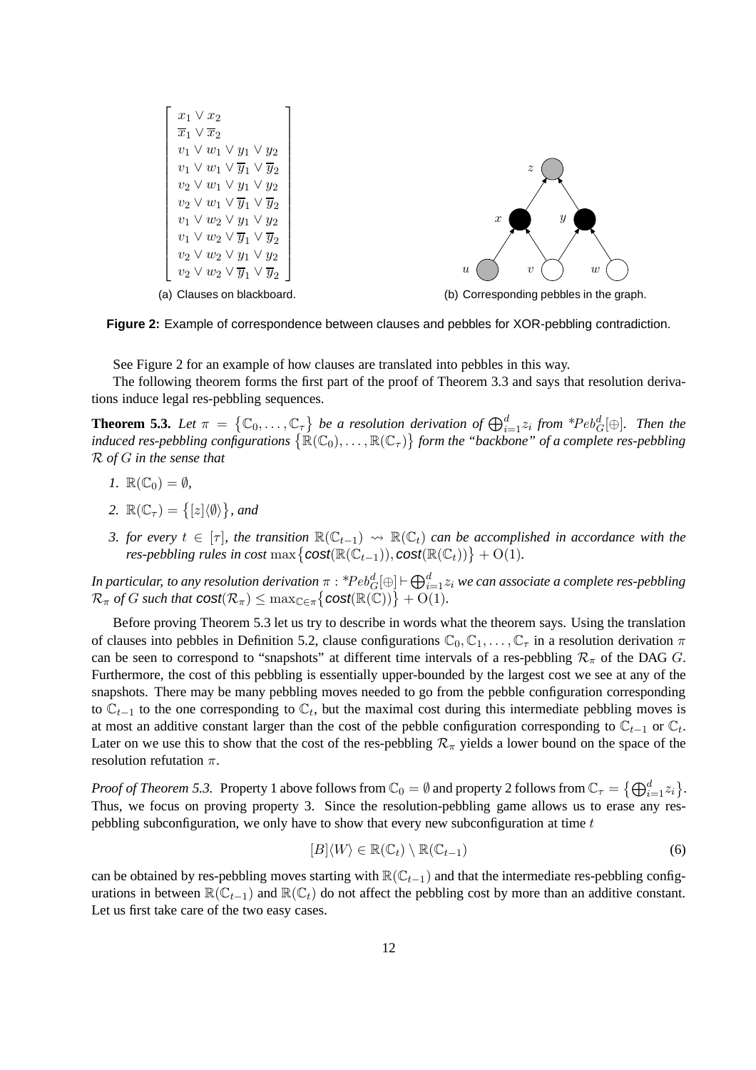$$
\begin{bmatrix}
x_1 \lor x_2 \\
\overline{x}_1 \lor \overline{x}_2 \\
v_1 \lor w_1 \lor y_1 \lor y_2 \\
v_1 \lor w_1 \lor \overline{y}_1 \lor \overline{y}_2 \\
v_2 \lor w_1 \lor y_1 \lor y_2 \\
v_2 \lor w_1 \lor \overline{y}_1 \lor \overline{y}_2 \\
v_1 \lor w_2 \lor y_1 \lor y_2 \\
v_1 \lor w_2 \lor \overline{y}_1 \lor \overline{y}_2 \\
v_2 \lor w_2 \lor y_1 \lor y_2 \\
v_2 \lor w_2 \lor \overline{y}_1 \lor \overline{y}_2
\end{bmatrix}
$$

(a) Clauses on blackboard.

(b) Corresponding pebbles in the graph.

**Figure 2:** Example of correspondence between clauses and pebbles for XOR-pebbling contradiction.

See Figure 2 for an example of how clauses are translated into pebbles in this way.

The following theorem forms the first part of the proof of Theorem 3.3 and says that resolution derivations induce legal res-pebbling sequences.

**Theorem 5.3.** *Let* $\pi = \{\mathbb{C}_0, \ldots, \mathbb{C}_\tau\}$ *be a resolution derivation of* $\bigoplus_{i=1}^{d} z_i$ *from* $^*Peb_G^d[\oplus]$. *Then the induced res-pebbling configurations* $\{\mathbb{R}(\mathbb{C}_0), \ldots, \mathbb{R}(\mathbb{C}_\tau)\}$ *form the "backbone" of a complete res-pebbling* $\mathcal{R}$ *of* $G$ *in the sense that*

1. $\mathbb{R}(\mathbb{C}_0) = \emptyset$,
2. $\mathbb{R}(\mathbb{C}_\tau) = \{[z]\langle\emptyset\rangle\}$, *and*
3. *for every* $t \in [\tau]$, *the transition* $\mathbb{R}(\mathbb{C}_{t-1}) \rightsquigarrow \mathbb{R}(\mathbb{C}_t)$ *can be accomplished in accordance with the res-pebbling rules in cost* $\max\{\textit{cost}(\mathbb{R}(\mathbb{C}_{t-1})), \textit{cost}(\mathbb{R}(\mathbb{C}_t))\} + \mathrm{O}(1)$.

*In particular, to any resolution derivation* $\pi : {}^*Peb_G^d[\oplus] \vdash \bigoplus_{i=1}^{d} z_i$ *we can associate a complete res-pebbling* $\mathcal{R}_\pi$ *of* $G$ *such that* $\textit{cost}(\mathcal{R}_\pi) \leq \max_{\mathbb{C} \in \pi}\{\textit{cost}(\mathbb{R}(\mathbb{C}))\} + \mathrm{O}(1)$.

Before proving Theorem 5.3 let us try to describe in words what the theorem says. Using the translation of clauses into pebbles in Definition 5.2, clause configurations $\mathbb{C}_0, \mathbb{C}_1, \ldots, \mathbb{C}_\tau$ in a resolution derivation $\pi$ can be seen to correspond to "snapshots" at different time intervals of a res-pebbling $\mathcal{R}_\pi$ of the DAG $G$. Furthermore, the cost of this pebbling is essentially upper-bounded by the largest cost we see at any of the snapshots. There may be many pebbling moves needed to go from the pebble configuration corresponding to $\mathbb{C}_{t-1}$ to the one corresponding to $\mathbb{C}_t$, but the maximal cost during this intermediate pebbling moves is at most an additive constant larger than the cost of the pebble configuration corresponding to $\mathbb{C}_{t-1}$ or $\mathbb{C}_t$. Later on we use this to show that the cost of the res-pebbling $\mathcal{R}_\pi$ yields a lower bound on the space of the resolution refutation $\pi$.

*Proof of Theorem 5.3.* Property 1 above follows from $\mathbb{C}_0 = \emptyset$ and property 2 follows from $\mathbb{C}_\tau = \{\bigoplus_{i=1}^{d} z_i\}$. Thus, we focus on proving property 3. Since the resolution-pebbling game allows us to erase any res-pebbling subconfiguration, we only have to show that every new subconfiguration at time $t$

$$[B]\langle W\rangle \in \mathbb{R}(\mathbb{C}_t) \setminus \mathbb{R}(\mathbb{C}_{t-1}) \tag{6}$$

can be obtained by res-pebbling moves starting with $\mathbb{R}(\mathbb{C}_{t-1})$ and that the intermediate res-pebbling configurations in between $\mathbb{R}(\mathbb{C}_{t-1})$ and $\mathbb{R}(\mathbb{C}_t)$ do not affect the pebbling cost by more than an additive constant. Let us first take care of the two easy cases.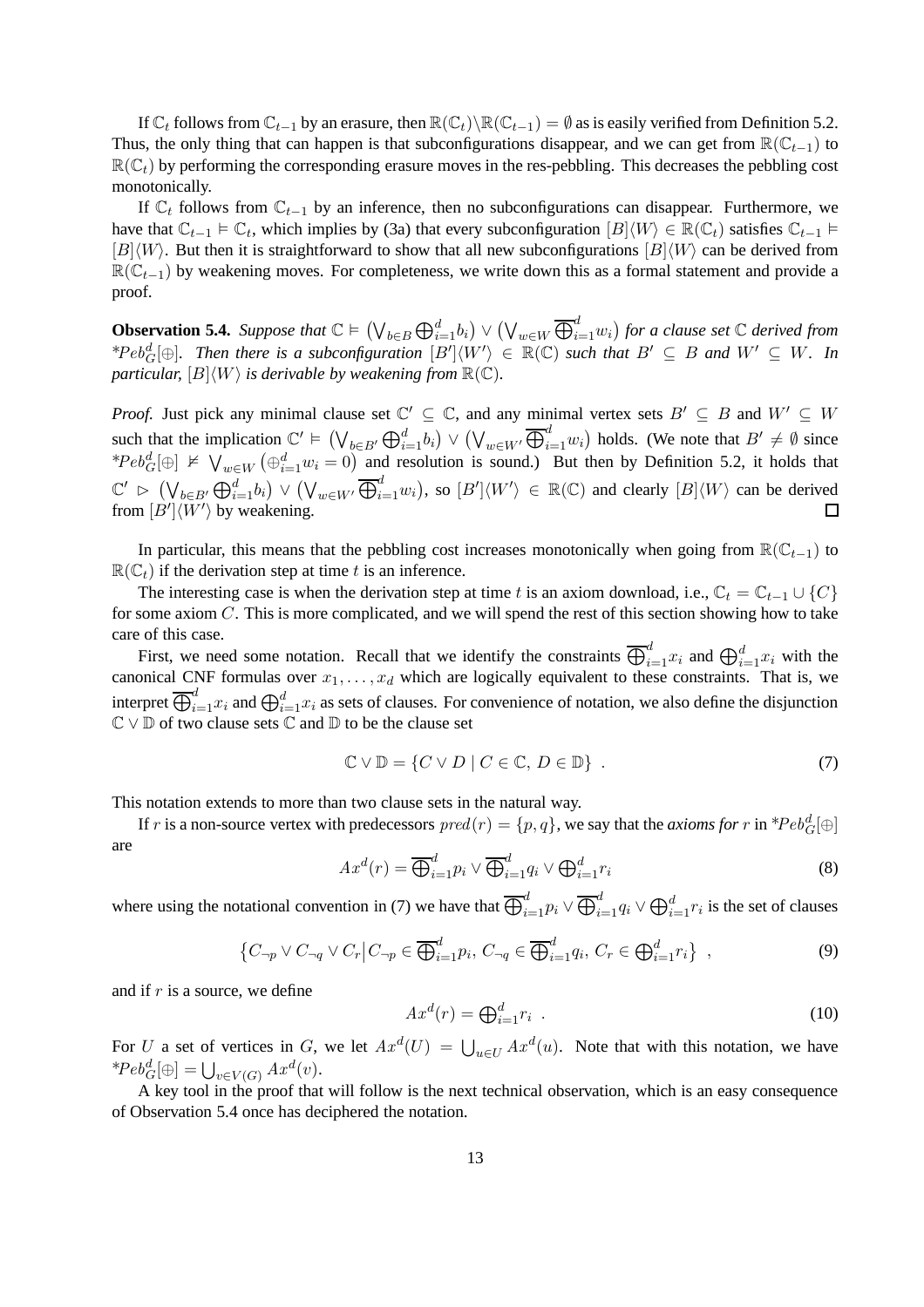If $\mathbb{C}_t$ follows from $\mathbb{C}_{t-1}$ by an erasure, then $\mathbb{R}(\mathbb{C}_t) \setminus \mathbb{R}(\mathbb{C}_{t-1}) = \emptyset$ as is easily verified from Definition 5.2. Thus, the only thing that can happen is that subconfigurations disappear, and we can get from $\mathbb{R}(\mathbb{C}_{t-1})$ to $\mathbb{R}(\mathbb{C}_t)$ by performing the corresponding erasure moves in the res-pebbling. This decreases the pebbling cost monotonically.

If $\mathbb{C}_t$ follows from $\mathbb{C}_{t-1}$ by an inference, then no subconfigurations can disappear. Furthermore, we have that $\mathbb{C}_{t-1} \vDash \mathbb{C}_t$, which implies by (3a) that every subconfiguration $[B]\langle W\rangle \in \mathbb{R}(\mathbb{C}_t)$ satisfies $\mathbb{C}_{t-1} \vDash [B]\langle W\rangle$. But then it is straightforward to show that all new subconfigurations $[B]\langle W\rangle$ can be derived from $\mathbb{R}(\mathbb{C}_{t-1})$ by weakening moves. For completeness, we write down this as a formal statement and provide a proof.

**Observation 5.4.** *Suppose that $\mathbb{C} \vDash \left(\bigvee_{b\in B} \bigoplus_{i=1}^{d} b_i\right) \vee \left(\bigvee_{w\in W} \overline{\bigoplus}_{i=1}^{d} w_i\right)$ for a clause set $\mathbb{C}$ derived from $^*Peb_G^d[\oplus]$. Then there is a subconfiguration $[B']\langle W'\rangle \in \mathbb{R}(\mathbb{C})$ such that $B' \subseteq B$ and $W' \subseteq W$. In particular, $[B]\langle W\rangle$ is derivable by weakening from $\mathbb{R}(\mathbb{C})$.*

*Proof.* Just pick any minimal clause set $\mathbb{C}' \subseteq \mathbb{C}$, and any minimal vertex sets $B' \subseteq B$ and $W' \subseteq W$ such that the implication $\mathbb{C}' \vDash \left(\bigvee_{b\in B'} \bigoplus_{i=1}^{d} b_i\right) \vee \left(\bigvee_{w\in W'} \overline{\bigoplus}_{i=1}^{d} w_i\right)$ holds. (We note that $B' \neq \emptyset$ since $^*Peb_G^d[\oplus] \nvDash \bigvee_{w\in W}\left(\oplus_{i=1}^{d} w_i = 0\right)$ and resolution is sound.) But then by Definition 5.2, it holds that $\mathbb{C}' \rhd \left(\bigvee_{b\in B'} \bigoplus_{i=1}^{d} b_i\right) \vee \left(\bigvee_{w\in W'} \overline{\bigoplus}_{i=1}^{d} w_i\right)$, so $[B']\langle W'\rangle \in \mathbb{R}(\mathbb{C})$ and clearly $[B]\langle W\rangle$ can be derived from $[B']\langle W'\rangle$ by weakening. $\square$

In particular, this means that the pebbling cost increases monotonically when going from $\mathbb{R}(\mathbb{C}_{t-1})$ to $\mathbb{R}(\mathbb{C}_t)$ if the derivation step at time $t$ is an inference.

The interesting case is when the derivation step at time $t$ is an axiom download, i.e., $\mathbb{C}_t = \mathbb{C}_{t-1} \cup \{C\}$ for some axiom $C$. This is more complicated, and we will spend the rest of this section showing how to take care of this case.

First, we need some notation. Recall that we identify the constraints $\overline{\bigoplus}_{i=1}^{d} x_i$ and $\bigoplus_{i=1}^{d} x_i$ with the canonical CNF formulas over $x_1, \ldots, x_d$ which are logically equivalent to these constraints. That is, we interpret $\overline{\bigoplus}_{i=1}^{d} x_i$ and $\bigoplus_{i=1}^{d} x_i$ as sets of clauses. For convenience of notation, we also define the disjunction $\mathbb{C} \vee \mathbb{D}$ of two clause sets $\mathbb{C}$ and $\mathbb{D}$ to be the clause set

$$\mathbb{C} \vee \mathbb{D} = \{C \vee D \mid C \in \mathbb{C},\, D \in \mathbb{D}\} \ . \tag{7}$$

This notation extends to more than two clause sets in the natural way.

If $r$ is a non-source vertex with predecessors $pred(r) = \{p, q\}$, we say that the *axioms for* $r$ in $^*Peb_G^d[\oplus]$ are

$$Ax^d(r) = \overline{\bigoplus}_{i=1}^{d} p_i \vee \overline{\bigoplus}_{i=1}^{d} q_i \vee \bigoplus_{i=1}^{d} r_i \tag{8}$$

where using the notational convention in (7) we have that $\overline{\bigoplus}_{i=1}^{d} p_i \vee \overline{\bigoplus}_{i=1}^{d} q_i \vee \bigoplus_{i=1}^{d} r_i$ is the set of clauses

$$\left\{C_{\neg p} \vee C_{\neg q} \vee C_r \,\middle|\, C_{\neg p} \in \overline{\bigoplus}_{i=1}^{d} p_i,\, C_{\neg q} \in \overline{\bigoplus}_{i=1}^{d} q_i,\, C_r \in \bigoplus_{i=1}^{d} r_i\right\} \ , \tag{9}$$

and if $r$ is a source, we define

$$Ax^d(r) = \bigoplus_{i=1}^{d} r_i \ . \tag{10}$$

For $U$ a set of vertices in $G$, we let $Ax^d(U) = \bigcup_{u\in U} Ax^d(u)$. Note that with this notation, we have $^*Peb_G^d[\oplus] = \bigcup_{v\in V(G)} Ax^d(v)$.

A key tool in the proof that will follow is the next technical observation, which is an easy consequence of Observation 5.4 once has deciphered the notation.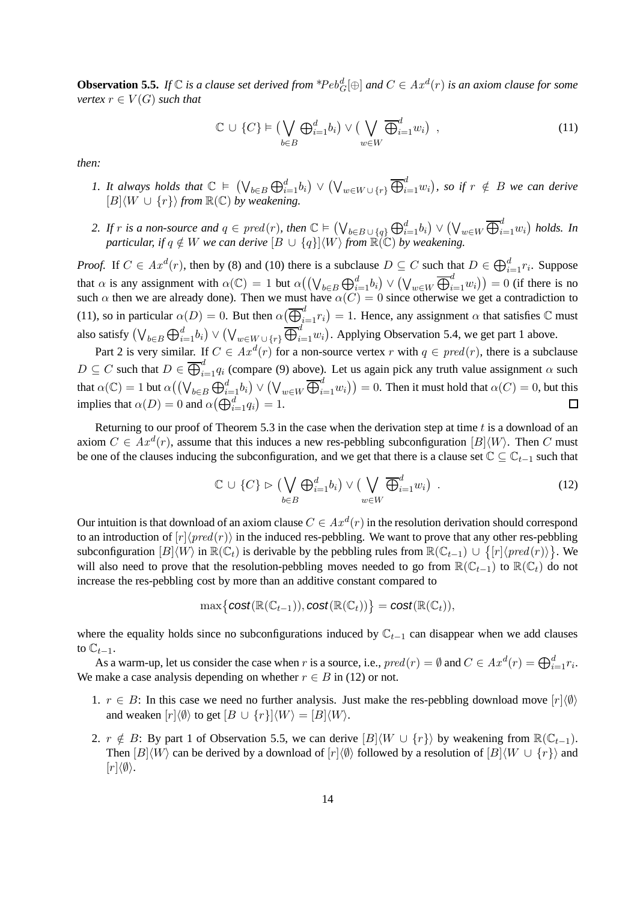**Observation 5.5.** *If $\mathbb{C}$ is a clause set derived from* $^*Peb^d_G[\oplus]$ *and $C \in Ax^d(r)$ is an axiom clause for some vertex $r \in V(G)$ such that*

$$\mathbb{C} \,\cup\, \{C\} \vDash \big(\bigvee_{b\in B} \textstyle\bigoplus_{i=1}^{d} b_i\big) \vee \big(\bigvee_{w\in W} \overline{\bigoplus}_{i=1}^{d} w_i\big) \enspace , \tag{11}$$

*then:*

1. *It always holds that $\mathbb{C} \vDash \big(\bigvee_{b\in B} \bigoplus_{i=1}^{d} b_i\big) \vee \big(\bigvee_{w\in W\,\cup\,\{r\}} \overline{\bigoplus}_{i=1}^{d} w_i\big)$, so if $r \notin B$ we can derive $[B]\langle W \,\cup\, \{r\}\rangle$ from $\mathbb{R}(\mathbb{C})$ by weakening.*

2. *If $r$ is a non-source and $q \in pred(r)$, then $\mathbb{C} \vDash \big(\bigvee_{b\in B\,\cup\,\{q\}} \bigoplus_{i=1}^{d} b_i\big) \vee \big(\bigvee_{w\in W} \overline{\bigoplus}_{i=1}^{d} w_i\big)$ holds. In particular, if $q \notin W$ we can derive $[B \,\cup\, \{q\}]\langle W\rangle$ from $\mathbb{R}(\mathbb{C})$ by weakening.*

*Proof.* If $C \in Ax^d(r)$, then by (8) and (10) there is a subclause $D \subseteq C$ such that $D \in \bigoplus_{i=1}^{d} r_i$. Suppose that $\alpha$ is any assignment with $\alpha(\mathbb{C}) = 1$ but $\alpha\big(\big(\bigvee_{b\in B} \bigoplus_{i=1}^{d} b_i\big) \vee \big(\bigvee_{w\in W} \overline{\bigoplus}_{i=1}^{d} w_i\big)\big) = 0$ (if there is no such $\alpha$ then we are already done). Then we must have $\alpha(C) = 0$ since otherwise we get a contradiction to (11), so in particular $\alpha(D) = 0$. But then $\alpha\big(\overline{\bigoplus}_{i=1}^{d} r_i\big) = 1$. Hence, any assignment $\alpha$ that satisfies $\mathbb{C}$ must also satisfy $\big(\bigvee_{b\in B} \bigoplus_{i=1}^{d} b_i\big) \vee \big(\bigvee_{w\in W\,\cup\,\{r\}} \overline{\bigoplus}_{i=1}^{d} w_i\big)$. Applying Observation 5.4, we get part 1 above.

Part 2 is very similar. If $C \in Ax^d(r)$ for a non-source vertex $r$ with $q \in pred(r)$, there is a subclause $D \subseteq C$ such that $D \in \overline{\bigoplus}_{i=1}^{d} q_i$ (compare (9) above). Let us again pick any truth value assignment $\alpha$ such that $\alpha(\mathbb{C}) = 1$ but $\alpha\big(\big(\bigvee_{b\in B} \bigoplus_{i=1}^{d} b_i\big) \vee \big(\bigvee_{w\in W} \overline{\bigoplus}_{i=1}^{d} w_i\big)\big) = 0$. Then it must hold that $\alpha(C) = 0$, but this implies that $\alpha(D) = 0$ and $\alpha\big(\bigoplus_{i=1}^{d} q_i\big) = 1$. $\square$

Returning to our proof of Theorem 5.3 in the case when the derivation step at time $t$ is a download of an axiom $C \in Ax^d(r)$, assume that this induces a new res-pebbling subconfiguration $[B]\langle W\rangle$. Then $C$ must be one of the clauses inducing the subconfiguration, and we get that there is a clause set $\mathbb{C} \subseteq \mathbb{C}_{t-1}$ such that

$$\mathbb{C} \,\cup\, \{C\} \rhd \big(\bigvee_{b\in B} \textstyle\bigoplus_{i=1}^{d} b_i\big) \vee \big(\bigvee_{w\in W} \overline{\bigoplus}_{i=1}^{d} w_i\big) \enspace . \tag{12}$$

Our intuition is that download of an axiom clause $C \in Ax^d(r)$ in the resolution derivation should correspond to an introduction of $[r]\langle pred(r)\rangle$ in the induced res-pebbling. We want to prove that any other res-pebbling subconfiguration $[B]\langle W\rangle$ in $\mathbb{R}(\mathbb{C}_t)$ is derivable by the pebbling rules from $\mathbb{R}(\mathbb{C}_{t-1}) \,\cup\, \big\{[r]\langle pred(r)\rangle\big\}$. We will also need to prove that the resolution-pebbling moves needed to go from $\mathbb{R}(\mathbb{C}_{t-1})$ to $\mathbb{R}(\mathbb{C}_t)$ do not increase the res-pebbling cost by more than an additive constant compared to

$$\max\big\{\mathit{cost}(\mathbb{R}(\mathbb{C}_{t-1})), \mathit{cost}(\mathbb{R}(\mathbb{C}_t))\big\} = \mathit{cost}(\mathbb{R}(\mathbb{C}_t)),$$

where the equality holds since no subconfigurations induced by $\mathbb{C}_{t-1}$ can disappear when we add clauses to $\mathbb{C}_{t-1}$.

As a warm-up, let us consider the case when $r$ is a source, i.e., $pred(r) = \emptyset$ and $C \in Ax^d(r) = \bigoplus_{i=1}^{d} r_i$. We make a case analysis depending on whether $r \in B$ in (12) or not.

1. $r \in B$: In this case we need no further analysis. Just make the res-pebbling download move $[r]\langle\emptyset\rangle$ and weaken $[r]\langle\emptyset\rangle$ to get $[B \,\cup\, \{r\}]\langle W\rangle = [B]\langle W\rangle$.

2. $r \notin B$: By part 1 of Observation 5.5, we can derive $[B]\langle W \,\cup\, \{r\}\rangle$ by weakening from $\mathbb{R}(\mathbb{C}_{t-1})$. Then $[B]\langle W\rangle$ can be derived by a download of $[r]\langle\emptyset\rangle$ followed by a resolution of $[B]\langle W \,\cup\, \{r\}\rangle$ and $[r]\langle\emptyset\rangle$.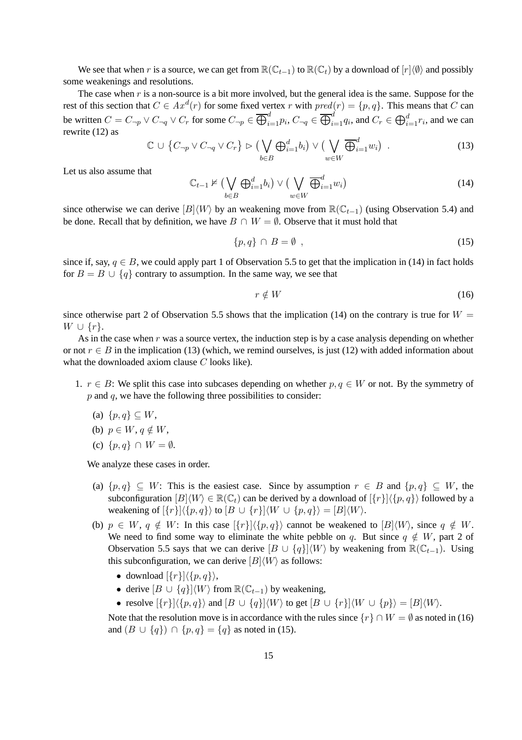We see that when $r$ is a source, we can get from $\mathbb{R}(\mathbb{C}_{t-1})$ to $\mathbb{R}(\mathbb{C}_t)$ by a download of $[r]\langle\emptyset\rangle$ and possibly some weakenings and resolutions.

The case when $r$ is a non-source is a bit more involved, but the general idea is the same. Suppose for the rest of this section that $C \in Ax^d(r)$ for some fixed vertex $r$ with $pred(r) = \{p, q\}$. This means that $C$ can be written $C = C_{\neg p} \vee C_{\neg q} \vee C_r$ for some $C_{\neg p} \in \overline{\bigoplus}_{i=1}^d p_i$, $C_{\neg q} \in \overline{\bigoplus}_{i=1}^d q_i$, and $C_r \in \bigoplus_{i=1}^d r_i$, and we can rewrite (12) as

$$\mathbb{C} \cup \{C_{\neg p} \vee C_{\neg q} \vee C_r\} \rhd \big(\bigvee_{b \in B} \bigoplus_{i=1}^d b_i\big) \vee \big(\bigvee_{w \in W} \overline{\bigoplus}_{i=1}^d w_i\big) \ . \tag{13}$$

Let us also assume that

$$\mathbb{C}_{t-1} \nvDash \big(\bigvee_{b \in B} \bigoplus_{i=1}^d b_i\big) \vee \big(\bigvee_{w \in W} \overline{\bigoplus}_{i=1}^d w_i\big) \tag{14}$$

since otherwise we can derive $[B]\langle W\rangle$ by an weakening move from $\mathbb{R}(\mathbb{C}_{t-1})$ (using Observation 5.4) and be done. Recall that by definition, we have $B \cap W = \emptyset$. Observe that it must hold that

$$\{p, q\} \cap B = \emptyset \ , \tag{15}$$

since if, say, $q \in B$, we could apply part 1 of Observation 5.5 to get that the implication in (14) in fact holds for $B = B \cup \{q\}$ contrary to assumption. In the same way, we see that

$$r \notin W \tag{16}$$

since otherwise part 2 of Observation 5.5 shows that the implication (14) on the contrary is true for $W = W \cup \{r\}$.

As in the case when $r$ was a source vertex, the induction step is by a case analysis depending on whether or not $r \in B$ in the implication (13) (which, we remind ourselves, is just (12) with added information about what the downloaded axiom clause $C$ looks like).

1. $r \in B$: We split this case into subcases depending on whether $p, q \in W$ or not. By the symmetry of $p$ and $q$, we have the following three possibilities to consider:

   (a) $\{p, q\} \subseteq W$,

   (b) $p \in W, q \notin W$,

   (c) $\{p, q\} \cap W = \emptyset$.

   We analyze these cases in order.

   (a) $\{p, q\} \subseteq W$: This is the easiest case. Since by assumption $r \in B$ and $\{p, q\} \subseteq W$, the subconfiguration $[B]\langle W\rangle \in \mathbb{R}(\mathbb{C}_t)$ can be derived by a download of $[\{r\}]\langle\{p, q\}\rangle$ followed by a weakening of $[\{r\}]\langle\{p, q\}\rangle$ to $[B \cup \{r\}]\langle W \cup \{p, q\}\rangle = [B]\langle W\rangle$.

   (b) $p \in W$, $q \notin W$: In this case $[\{r\}]\langle\{p, q\}\rangle$ cannot be weakened to $[B]\langle W\rangle$, since $q \notin W$. We need to find some way to eliminate the white pebble on $q$. But since $q \notin W$, part 2 of Observation 5.5 says that we can derive $[B \cup \{q\}]\langle W\rangle$ by weakening from $\mathbb{R}(\mathbb{C}_{t-1})$. Using this subconfiguration, we can derive $[B]\langle W\rangle$ as follows:

   - download $[\{r\}]\langle\{p, q\}\rangle$,
   - derive $[B \cup \{q\}]\langle W\rangle$ from $\mathbb{R}(\mathbb{C}_{t-1})$ by weakening,
   - resolve $[\{r\}]\langle\{p, q\}\rangle$ and $[B \cup \{q\}]\langle W\rangle$ to get $[B \cup \{r\}]\langle W \cup \{p\}\rangle = [B]\langle W\rangle$.

   Note that the resolution move is in accordance with the rules since $\{r\} \cap W = \emptyset$ as noted in (16) and $(B \cup \{q\}) \cap \{p, q\} = \{q\}$ as noted in (15).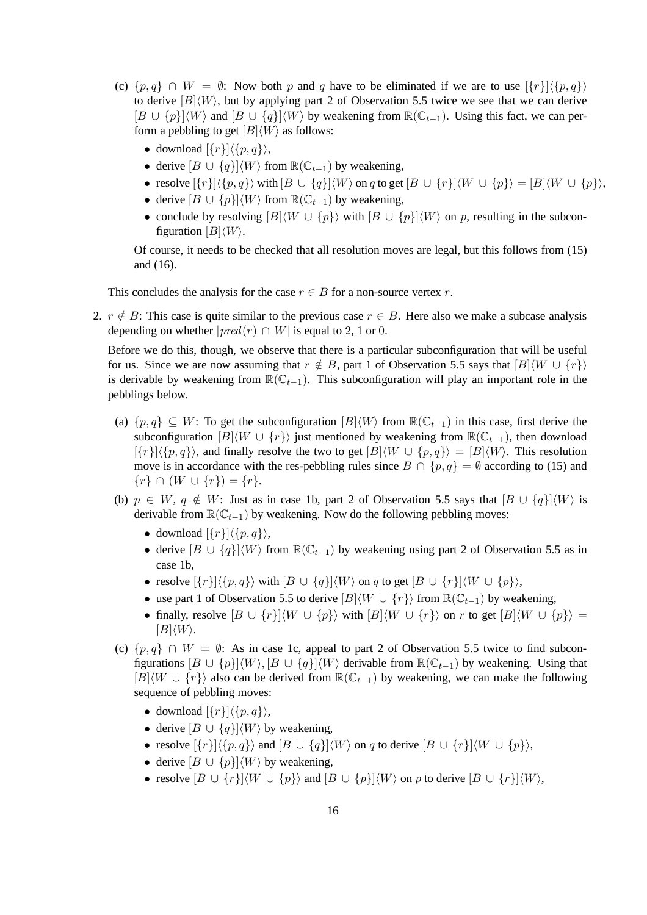(c) $\{p, q\} \cap W = \emptyset$: Now both $p$ and $q$ have to be eliminated if we are to use $[\{r\}]\langle\{p, q\}\rangle$ to derive $[B]\langle W\rangle$, but by applying part 2 of Observation 5.5 twice we see that we can derive $[B \cup \{p\}]\langle W\rangle$ and $[B \cup \{q\}]\langle W\rangle$ by weakening from $\mathbb{R}(\mathbb{C}_{t-1})$. Using this fact, we can perform a pebbling to get $[B]\langle W\rangle$ as follows:

- download $[\{r\}]\langle\{p, q\}\rangle$,
- derive $[B \cup \{q\}]\langle W\rangle$ from $\mathbb{R}(\mathbb{C}_{t-1})$ by weakening,
- resolve $[\{r\}]\langle\{p, q\}\rangle$ with $[B \cup \{q\}]\langle W\rangle$ on $q$ to get $[B \cup \{r\}]\langle W \cup \{p\}\rangle = [B]\langle W \cup \{p\}\rangle$,
- derive $[B \cup \{p\}]\langle W\rangle$ from $\mathbb{R}(\mathbb{C}_{t-1})$ by weakening,
- conclude by resolving $[B]\langle W \cup \{p\}\rangle$ with $[B \cup \{p\}]\langle W\rangle$ on $p$, resulting in the subconfiguration $[B]\langle W\rangle$.

Of course, it needs to be checked that all resolution moves are legal, but this follows from (15) and (16).

This concludes the analysis for the case $r \in B$ for a non-source vertex $r$.

2. $r \notin B$: This case is quite similar to the previous case $r \in B$. Here also we make a subcase analysis depending on whether $|pred(r) \cap W|$ is equal to 2, 1 or 0.

Before we do this, though, we observe that there is a particular subconfiguration that will be useful for us. Since we are now assuming that $r \notin B$, part 1 of Observation 5.5 says that $[B]\langle W \cup \{r\}\rangle$ is derivable by weakening from $\mathbb{R}(\mathbb{C}_{t-1})$. This subconfiguration will play an important role in the pebblings below.

(a) $\{p, q\} \subseteq W$: To get the subconfiguration $[B]\langle W\rangle$ from $\mathbb{R}(\mathbb{C}_{t-1})$ in this case, first derive the subconfiguration $[B]\langle W \cup \{r\}\rangle$ just mentioned by weakening from $\mathbb{R}(\mathbb{C}_{t-1})$, then download $[\{r\}]\langle\{p, q\}\rangle$, and finally resolve the two to get $[B]\langle W \cup \{p, q\}\rangle = [B]\langle W\rangle$. This resolution move is in accordance with the res-pebbling rules since $B \cap \{p, q\} = \emptyset$ according to (15) and $\{r\} \cap (W \cup \{r\}) = \{r\}$.

(b) $p \in W$, $q \notin W$: Just as in case 1b, part 2 of Observation 5.5 says that $[B \cup \{q\}]\langle W\rangle$ is derivable from $\mathbb{R}(\mathbb{C}_{t-1})$ by weakening. Now do the following pebbling moves:

- download $[\{r\}]\langle\{p, q\}\rangle$,
- derive $[B \cup \{q\}]\langle W\rangle$ from $\mathbb{R}(\mathbb{C}_{t-1})$ by weakening using part 2 of Observation 5.5 as in case 1b,
- resolve $[\{r\}]\langle\{p, q\}\rangle$ with $[B \cup \{q\}]\langle W\rangle$ on $q$ to get $[B \cup \{r\}]\langle W \cup \{p\}\rangle$,
- use part 1 of Observation 5.5 to derive $[B]\langle W \cup \{r\}\rangle$ from $\mathbb{R}(\mathbb{C}_{t-1})$ by weakening,
- finally, resolve $[B \cup \{r\}]\langle W \cup \{p\}\rangle$ with $[B]\langle W \cup \{r\}\rangle$ on $r$ to get $[B]\langle W \cup \{p\}\rangle = [B]\langle W\rangle$.

(c) $\{p, q\} \cap W = \emptyset$: As in case 1c, appeal to part 2 of Observation 5.5 twice to find subconfigurations $[B \cup \{p\}]\langle W\rangle, [B \cup \{q\}]\langle W\rangle$ derivable from $\mathbb{R}(\mathbb{C}_{t-1})$ by weakening. Using that $[B]\langle W \cup \{r\}\rangle$ also can be derived from $\mathbb{R}(\mathbb{C}_{t-1})$ by weakening, we can make the following sequence of pebbling moves:

- download $[\{r\}]\langle\{p, q\}\rangle$,
- derive $[B \cup \{q\}]\langle W\rangle$ by weakening,
- resolve $[\{r\}]\langle\{p, q\}\rangle$ and $[B \cup \{q\}]\langle W\rangle$ on $q$ to derive $[B \cup \{r\}]\langle W \cup \{p\}\rangle$,
- derive $[B \cup \{p\}]\langle W\rangle$ by weakening,
- resolve $[B \cup \{r\}]\langle W \cup \{p\}\rangle$ and $[B \cup \{p\}]\langle W\rangle$ on $p$ to derive $[B \cup \{r\}]\langle W\rangle$,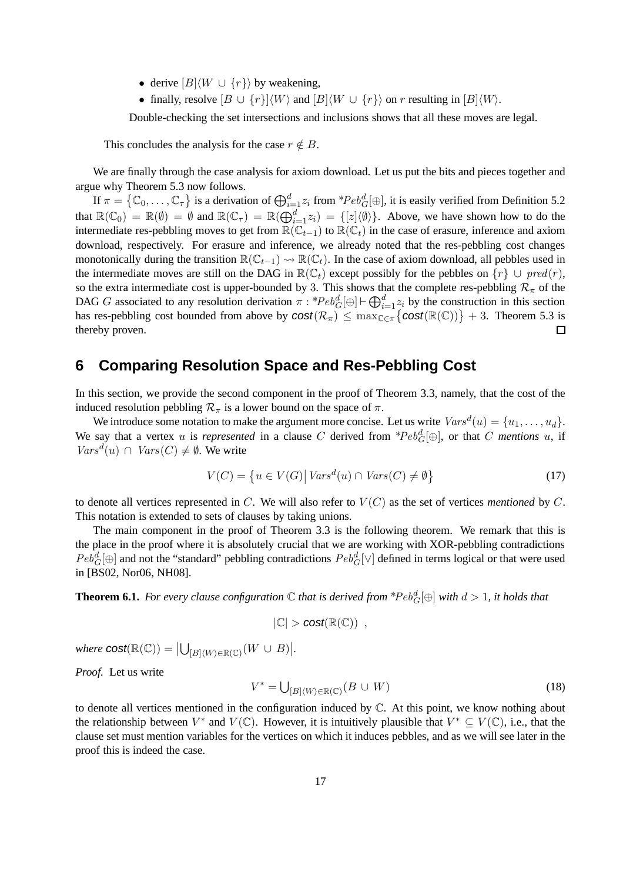- derive $[B]\langle W \cup \{r\}\rangle$ by weakening,
- finally, resolve $[B \cup \{r\}]\langle W\rangle$ and $[B]\langle W \cup \{r\}\rangle$ on $r$ resulting in $[B]\langle W\rangle$.

Double-checking the set intersections and inclusions shows that all these moves are legal.

This concludes the analysis for the case $r \notin B$.

We are finally through the case analysis for axiom download. Let us put the bits and pieces together and argue why Theorem 5.3 now follows.

If $\pi = \{\mathbb{C}_0, \ldots, \mathbb{C}_\tau\}$ is a derivation of $\bigoplus_{i=1}^{d} z_i$ from $*Peb_G^d[\oplus]$, it is easily verified from Definition 5.2 that $\mathbb{R}(\mathbb{C}_0) = \mathbb{R}(\emptyset) = \emptyset$ and $\mathbb{R}(\mathbb{C}_\tau) = \mathbb{R}(\bigoplus_{i=1}^{d} z_i) = \{[z]\langle\emptyset\rangle\}$. Above, we have shown how to do the intermediate res-pebbling moves to get from $\mathbb{R}(\mathbb{C}_{t-1})$ to $\mathbb{R}(\mathbb{C}_t)$ in the case of erasure, inference and axiom download, respectively. For erasure and inference, we already noted that the res-pebbling cost changes monotonically during the transition $\mathbb{R}(\mathbb{C}_{t-1}) \rightsquigarrow \mathbb{R}(\mathbb{C}_t)$. In the case of axiom download, all pebbles used in the intermediate moves are still on the DAG in $\mathbb{R}(\mathbb{C}_t)$ except possibly for the pebbles on $\{r\} \cup pred(r)$, so the extra intermediate cost is upper-bounded by 3. This shows that the complete res-pebbling $\mathcal{R}_\pi$ of the DAG $G$ associated to any resolution derivation $\pi : *Peb_G^d[\oplus] \vdash \bigoplus_{i=1}^{d} z_i$ by the construction in this section has res-pebbling cost bounded from above by $\mathit{cost}(\mathcal{R}_\pi) \leq \max_{\mathbb{C}\in\pi}\{\mathit{cost}(\mathbb{R}(\mathbb{C}))\} + 3$. Theorem 5.3 is thereby proven. $\square$

## 6 Comparing Resolution Space and Res-Pebbling Cost

In this section, we provide the second component in the proof of Theorem 3.3, namely, that the cost of the induced resolution pebbling $\mathcal{R}_\pi$ is a lower bound on the space of $\pi$.

We introduce some notation to make the argument more concise. Let us write $Vars^d(u) = \{u_1, \ldots, u_d\}$. We say that a vertex $u$ is *represented* in a clause $C$ derived from $*Peb_G^d[\oplus]$, or that $C$ *mentions* $u$, if $Vars^d(u) \cap Vars(C) \neq \emptyset$. We write

$$V(C) = \{u \in V(G) \mid Vars^d(u) \cap Vars(C) \neq \emptyset\} \tag{17}$$

to denote all vertices represented in $C$. We will also refer to $V(C)$ as the set of vertices *mentioned* by $C$. This notation is extended to sets of clauses by taking unions.

The main component in the proof of Theorem 3.3 is the following theorem. We remark that this is the place in the proof where it is absolutely crucial that we are working with XOR-pebbling contradictions $Peb_G^d[\oplus]$ and not the "standard" pebbling contradictions $Peb_G^d[\vee]$ defined in terms logical or that were used in [BS02, Nor06, NH08].

**Theorem 6.1.** *For every clause configuration $\mathbb{C}$ that is derived from $*Peb_G^d[\oplus]$ with $d > 1$, it holds that*

$$|\mathbb{C}| > \mathit{cost}(\mathbb{R}(\mathbb{C})) \ ,$$

*where $\mathit{cost}(\mathbb{R}(\mathbb{C})) = \left|\bigcup_{[B]\langle W\rangle \in \mathbb{R}(\mathbb{C})}(W \cup B)\right|$.*

*Proof.* Let us write

$$V^* = \bigcup_{[B]\langle W\rangle \in \mathbb{R}(\mathbb{C})}(B \cup W) \tag{18}$$

to denote all vertices mentioned in the configuration induced by $\mathbb{C}$. At this point, we know nothing about the relationship between $V^*$ and $V(\mathbb{C})$. However, it is intuitively plausible that $V^* \subseteq V(\mathbb{C})$, i.e., that the clause set must mention variables for the vertices on which it induces pebbles, and as we will see later in the proof this is indeed the case.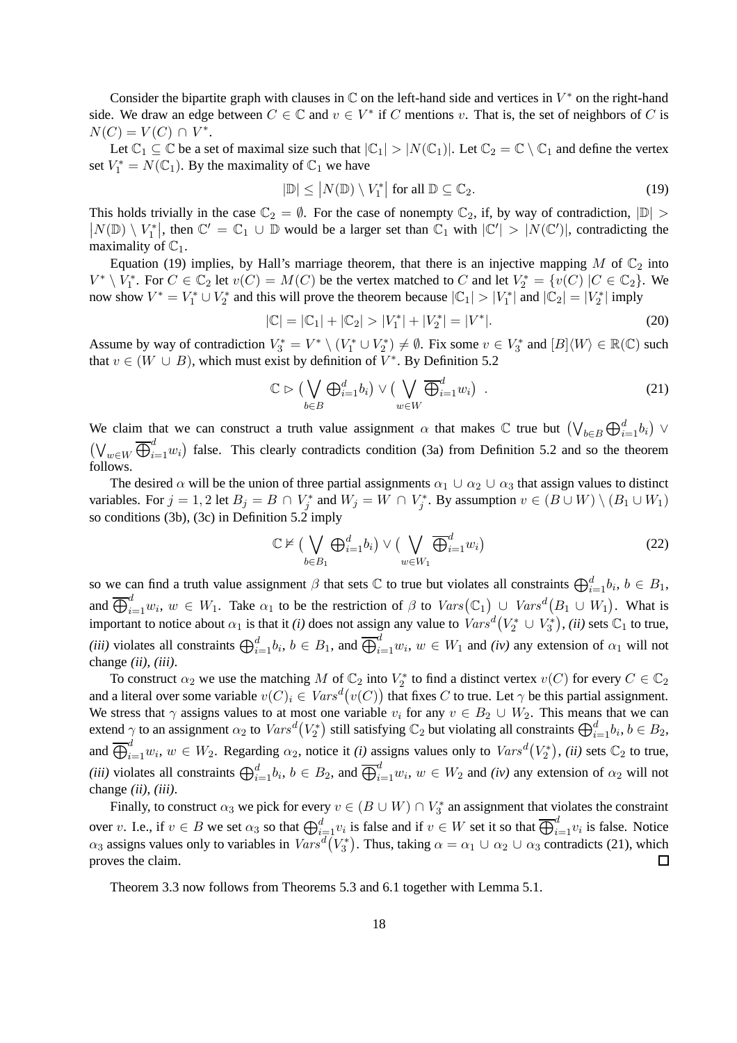Consider the bipartite graph with clauses in $\mathbb{C}$ on the left-hand side and vertices in $V^*$ on the right-hand side. We draw an edge between $C \in \mathbb{C}$ and $v \in V^*$ if $C$ mentions $v$. That is, the set of neighbors of $C$ is $N(C) = V(C) \cap V^*$.

Let $\mathbb{C}_1 \subseteq \mathbb{C}$ be a set of maximal size such that $|\mathbb{C}_1| > |N(\mathbb{C}_1)|$. Let $\mathbb{C}_2 = \mathbb{C} \setminus \mathbb{C}_1$ and define the vertex set $V_1^* = N(\mathbb{C}_1)$. By the maximality of $\mathbb{C}_1$ we have

$$|\mathbb{D}| \leq \left|N(\mathbb{D}) \setminus V_1^*\right| \text{ for all } \mathbb{D} \subseteq \mathbb{C}_2. \tag{19}$$

This holds trivially in the case $\mathbb{C}_2 = \emptyset$. For the case of nonempty $\mathbb{C}_2$, if, by way of contradiction, $|\mathbb{D}| > \left|N(\mathbb{D}) \setminus V_1^*\right|$, then $\mathbb{C}' = \mathbb{C}_1 \cup \mathbb{D}$ would be a larger set than $\mathbb{C}_1$ with $|\mathbb{C}'| > |N(\mathbb{C}')|$, contradicting the maximality of $\mathbb{C}_1$.

Equation (19) implies, by Hall's marriage theorem, that there is an injective mapping $M$ of $\mathbb{C}_2$ into $V^* \setminus V_1^*$. For $C \in \mathbb{C}_2$ let $v(C) = M(C)$ be the vertex matched to $C$ and let $V_2^* = \{v(C) \,|C \in \mathbb{C}_2\}$. We now show $V^* = V_1^* \cup V_2^*$ and this will prove the theorem because $|\mathbb{C}_1| > |V_1^*|$ and $|\mathbb{C}_2| = |V_2^*|$ imply

$$|\mathbb{C}| = |\mathbb{C}_1| + |\mathbb{C}_2| > |V_1^*| + |V_2^*| = |V^*|. \tag{20}$$

Assume by way of contradiction $V_3^* = V^* \setminus (V_1^* \cup V_2^*) \neq \emptyset$. Fix some $v \in V_3^*$ and $[B]\langle W\rangle \in \mathbb{R}(\mathbb{C})$ such that $v \in (W \cup B)$, which must exist by definition of $V^*$. By Definition 5.2

$$\mathbb{C} \rhd \big(\bigvee_{b\in B} \textstyle\bigoplus_{i=1}^d b_i\big) \vee \big(\bigvee_{w\in W} \overline{\textstyle\bigoplus}_{i=1}^d w_i\big) \ . \tag{21}$$

We claim that we can construct a truth value assignment $\alpha$ that makes $\mathbb{C}$ true but $\big(\bigvee_{b\in B} \bigoplus_{i=1}^d b_i\big) \vee \big(\bigvee_{w\in W} \overline{\bigoplus}_{i=1}^d w_i\big)$ false. This clearly contradicts condition (3a) from Definition 5.2 and so the theorem follows.

The desired $\alpha$ will be the union of three partial assignments $\alpha_1 \cup \alpha_2 \cup \alpha_3$ that assign values to distinct variables. For $j = 1, 2$ let $B_j = B \cap V_j^*$ and $W_j = W \cap V_j^*$. By assumption $v \in (B \cup W) \setminus (B_1 \cup W_1)$ so conditions (3b), (3c) in Definition 5.2 imply

$$\mathbb{C} \nvDash \big(\bigvee_{b\in B_1} \textstyle\bigoplus_{i=1}^d b_i\big) \vee \big(\bigvee_{w\in W_1} \overline{\textstyle\bigoplus}_{i=1}^d w_i\big) \tag{22}$$

so we can find a truth value assignment $\beta$ that sets $\mathbb{C}$ to true but violates all constraints $\bigoplus_{i=1}^d b_i$, $b \in B_1$, and $\overline{\bigoplus}_{i=1}^d w_i$, $w \in W_1$. Take $\alpha_1$ to be the restriction of $\beta$ to $\mathit{Vars}\big(\mathbb{C}_1\big) \cup \mathit{Vars}^d\big(B_1 \cup W_1\big)$. What is important to notice about $\alpha_1$ is that it *(i)* does not assign any value to $\mathit{Vars}^d\big(V_2^* \cup V_3^*\big)$, *(ii)* sets $\mathbb{C}_1$ to true, *(iii)* violates all constraints $\bigoplus_{i=1}^d b_i$, $b \in B_1$, and $\overline{\bigoplus}_{i=1}^d w_i$, $w \in W_1$ and *(iv)* any extension of $\alpha_1$ will not change *(ii)*, *(iii)*.

To construct $\alpha_2$ we use the matching $M$ of $\mathbb{C}_2$ into $V_2^*$ to find a distinct vertex $v(C)$ for every $C \in \mathbb{C}_2$ and a literal over some variable $v(C)_i \in \mathit{Vars}^d\big(v(C)\big)$ that fixes $C$ to true. Let $\gamma$ be this partial assignment. We stress that $\gamma$ assigns values to at most one variable $v_i$ for any $v \in B_2 \cup W_2$. This means that we can extend $\gamma$ to an assignment $\alpha_2$ to $\mathit{Vars}^d\big(V_2^*\big)$ still satisfying $\mathbb{C}_2$ but violating all constraints $\bigoplus_{i=1}^d b_i$, $b \in B_2$, and $\overline{\bigoplus}_{i=1}^d w_i$, $w \in W_2$. Regarding $\alpha_2$, notice it *(i)* assigns values only to $\mathit{Vars}^d\big(V_2^*\big)$, *(ii)* sets $\mathbb{C}_2$ to true, *(iii)* violates all constraints $\bigoplus_{i=1}^d b_i$, $b \in B_2$, and $\overline{\bigoplus}_{i=1}^d w_i$, $w \in W_2$ and *(iv)* any extension of $\alpha_2$ will not change *(ii)*, *(iii)*.

Finally, to construct $\alpha_3$ we pick for every $v \in (B \cup W) \cap V_3^*$ an assignment that violates the constraint over $v$. I.e., if $v \in B$ we set $\alpha_3$ so that $\bigoplus_{i=1}^d v_i$ is false and if $v \in W$ set it so that $\overline{\bigoplus}_{i=1}^d v_i$ is false. Notice $\alpha_3$ assigns values only to variables in $\mathit{Vars}^d\big(V_3^*\big)$. Thus, taking $\alpha = \alpha_1 \cup \alpha_2 \cup \alpha_3$ contradicts (21), which proves the claim. ◻

Theorem 3.3 now follows from Theorems 5.3 and 6.1 together with Lemma 5.1.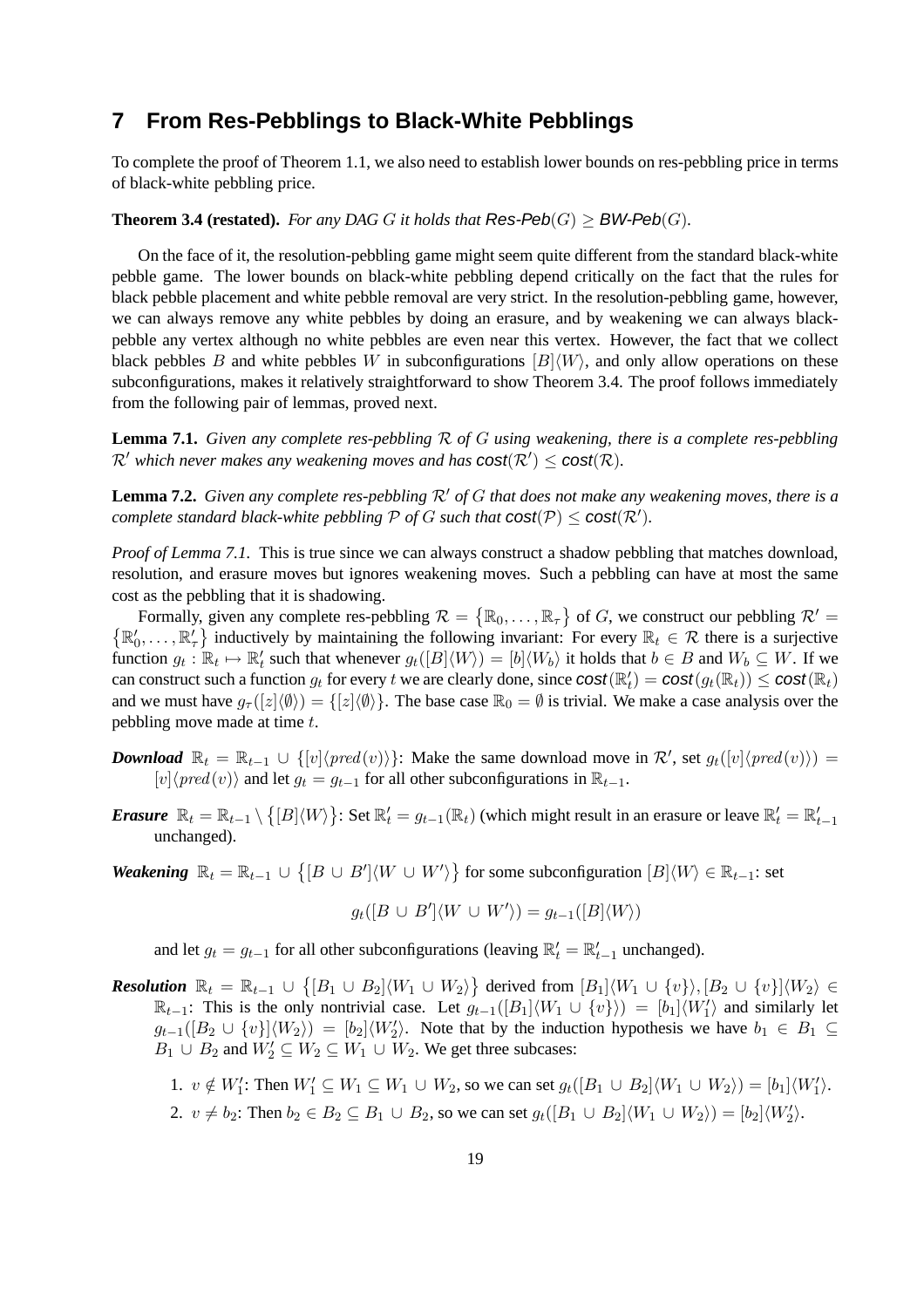## 7 From Res-Pebblings to Black-White Pebblings

To complete the proof of Theorem 1.1, we also need to establish lower bounds on res-pebbling price in terms of black-white pebbling price.

**Theorem 3.4 (restated).** *For any DAG $G$ it holds that $\mathsf{Res\text{-}Peb}(G) \geq \mathsf{BW\text{-}Peb}(G)$.*

On the face of it, the resolution-pebbling game might seem quite different from the standard black-white pebble game. The lower bounds on black-white pebbling depend critically on the fact that the rules for black pebble placement and white pebble removal are very strict. In the resolution-pebbling game, however, we can always remove any white pebbles by doing an erasure, and by weakening we can always black-pebble any vertex although no white pebbles are even near this vertex. However, the fact that we collect black pebbles $B$ and white pebbles $W$ in subconfigurations $[B]\langle W\rangle$, and only allow operations on these subconfigurations, makes it relatively straightforward to show Theorem 3.4. The proof follows immediately from the following pair of lemmas, proved next.

**Lemma 7.1.** *Given any complete res-pebbling $\mathcal{R}$ of $G$ using weakening, there is a complete res-pebbling $\mathcal{R}'$ which never makes any weakening moves and has $\mathsf{cost}(\mathcal{R}') \leq \mathsf{cost}(\mathcal{R})$.*

**Lemma 7.2.** *Given any complete res-pebbling $\mathcal{R}'$ of $G$ that does not make any weakening moves, there is a complete standard black-white pebbling $\mathcal{P}$ of $G$ such that $\mathsf{cost}(\mathcal{P}) \leq \mathsf{cost}(\mathcal{R}')$.*

*Proof of Lemma 7.1.* This is true since we can always construct a shadow pebbling that matches download, resolution, and erasure moves but ignores weakening moves. Such a pebbling can have at most the same cost as the pebbling that it is shadowing.

Formally, given any complete res-pebbling $\mathcal{R} = \{\mathbb{R}_0, \ldots, \mathbb{R}_\tau\}$ of $G$, we construct our pebbling $\mathcal{R}' = \{\mathbb{R}'_0, \ldots, \mathbb{R}'_\tau\}$ inductively by maintaining the following invariant: For every $\mathbb{R}_t \in \mathcal{R}$ there is a surjective function $g_t : \mathbb{R}_t \mapsto \mathbb{R}'_t$ such that whenever $g_t([B]\langle W\rangle) = [b]\langle W_b\rangle$ it holds that $b \in B$ and $W_b \subseteq W$. If we can construct such a function $g_t$ for every $t$ we are clearly done, since $\mathsf{cost}(\mathbb{R}'_t) = \mathsf{cost}(g_t(\mathbb{R}_t)) \leq \mathsf{cost}(\mathbb{R}_t)$ and we must have $g_\tau([z]\langle\emptyset\rangle) = \{[z]\langle\emptyset\rangle\}$. The base case $\mathbb{R}_0 = \emptyset$ is trivial. We make a case analysis over the pebbling move made at time $t$.

***Download*** $\mathbb{R}_t = \mathbb{R}_{t-1} \cup \{[v]\langle pred(v)\rangle\}$: Make the same download move in $\mathcal{R}'$, set $g_t([v]\langle pred(v)\rangle) = [v]\langle pred(v)\rangle$ and let $g_t = g_{t-1}$ for all other subconfigurations in $\mathbb{R}_{t-1}$.

***Erasure*** $\mathbb{R}_t = \mathbb{R}_{t-1} \setminus \{[B]\langle W\rangle\}$: Set $\mathbb{R}'_t = g_{t-1}(\mathbb{R}_t)$ (which might result in an erasure or leave $\mathbb{R}'_t = \mathbb{R}'_{t-1}$ unchanged).

***Weakening*** $\mathbb{R}_t = \mathbb{R}_{t-1} \cup \{[B \cup B']\langle W \cup W'\rangle\}$ for some subconfiguration $[B]\langle W\rangle \in \mathbb{R}_{t-1}$: set

$$g_t([B \cup B']\langle W \cup W'\rangle) = g_{t-1}([B]\langle W\rangle)$$

and let $g_t = g_{t-1}$ for all other subconfigurations (leaving $\mathbb{R}'_t = \mathbb{R}'_{t-1}$ unchanged).

***Resolution*** $\mathbb{R}_t = \mathbb{R}_{t-1} \cup \{[B_1 \cup B_2]\langle W_1 \cup W_2\rangle\}$ derived from $[B_1]\langle W_1 \cup \{v\}\rangle, [B_2 \cup \{v\}]\langle W_2\rangle \in \mathbb{R}_{t-1}$: This is the only nontrivial case. Let $g_{t-1}([B_1]\langle W_1 \cup \{v\}\rangle) = [b_1]\langle W'_1\rangle$ and similarly let $g_{t-1}([B_2 \cup \{v\}]\langle W_2\rangle) = [b_2]\langle W'_2\rangle$. Note that by the induction hypothesis we have $b_1 \in B_1 \subseteq B_1 \cup B_2$ and $W'_2 \subseteq W_2 \subseteq W_1 \cup W_2$. We get three subcases:

1. $v \notin W'_1$: Then $W'_1 \subseteq W_1 \subseteq W_1 \cup W_2$, so we can set $g_t([B_1 \cup B_2]\langle W_1 \cup W_2\rangle) = [b_1]\langle W'_1\rangle$.
2. $v \neq b_2$: Then $b_2 \in B_2 \subseteq B_1 \cup B_2$, so we can set $g_t([B_1 \cup B_2]\langle W_1 \cup W_2\rangle) = [b_2]\langle W'_2\rangle$.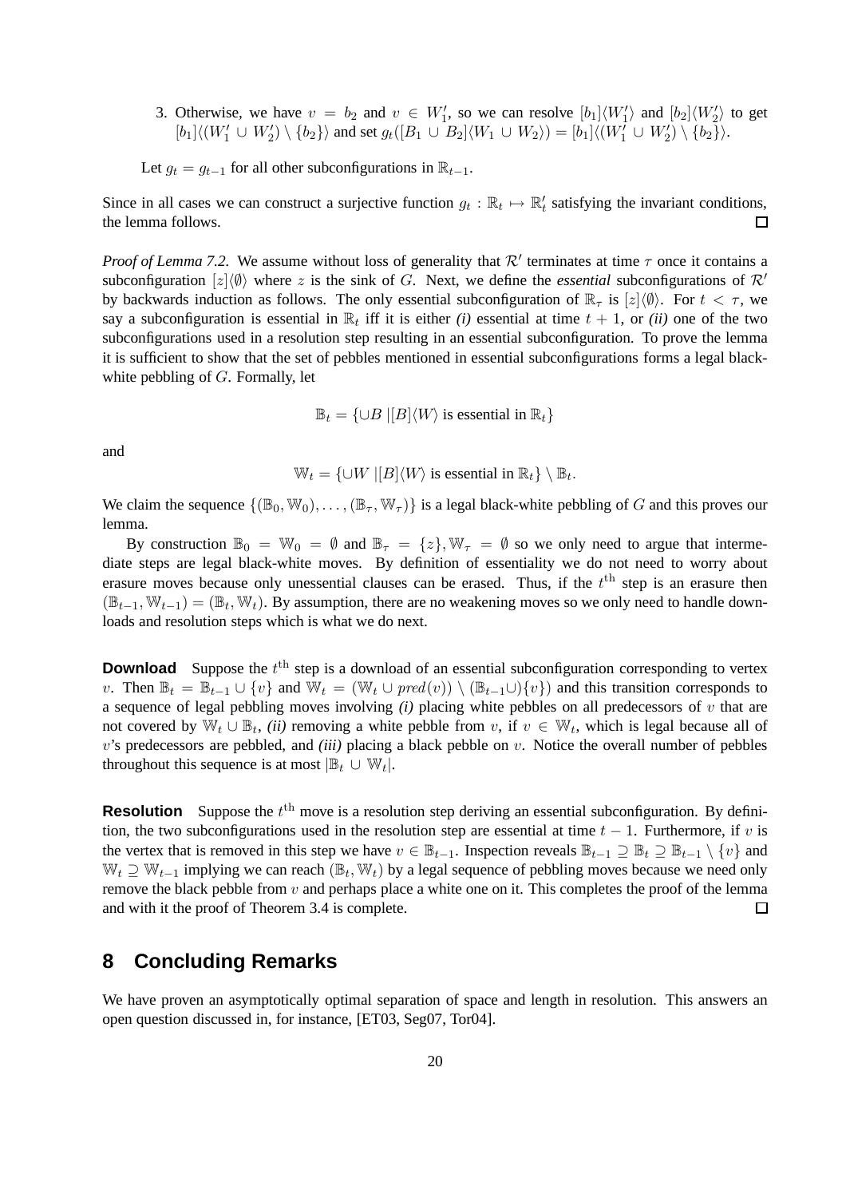3. Otherwise, we have $v = b_2$ and $v \in W_1'$, so we can resolve $[b_1]\langle W_1' \rangle$ and $[b_2]\langle W_2' \rangle$ to get $[b_1]\langle (W_1' \cup W_2') \setminus \{b_2\} \rangle$ and set $g_t([B_1 \cup B_2]\langle W_1 \cup W_2 \rangle) = [b_1]\langle (W_1' \cup W_2') \setminus \{b_2\} \rangle$.

Let $g_t = g_{t-1}$ for all other subconfigurations in $\mathbb{R}_{t-1}$.

Since in all cases we can construct a surjective function $g_t : \mathbb{R}_t \mapsto \mathbb{R}_t'$ satisfying the invariant conditions, the lemma follows. □

*Proof of Lemma 7.2.* We assume without loss of generality that $\mathcal{R}'$ terminates at time $\tau$ once it contains a subconfiguration $[z]\langle \emptyset \rangle$ where $z$ is the sink of $G$. Next, we define the *essential* subconfigurations of $\mathcal{R}'$ by backwards induction as follows. The only essential subconfiguration of $\mathbb{R}_\tau$ is $[z]\langle \emptyset \rangle$. For $t < \tau$, we say a subconfiguration is essential in $\mathbb{R}_t$ iff it is either *(i)* essential at time $t+1$, or *(ii)* one of the two subconfigurations used in a resolution step resulting in an essential subconfiguration. To prove the lemma it is sufficient to show that the set of pebbles mentioned in essential subconfigurations forms a legal black-white pebbling of $G$. Formally, let

$$\mathbb{B}_t = \{\cup B \mid [B]\langle W \rangle \text{ is essential in } \mathbb{R}_t\}$$

and

$$\mathbb{W}_t = \{\cup W \mid [B]\langle W \rangle \text{ is essential in } \mathbb{R}_t\} \setminus \mathbb{B}_t.$$

We claim the sequence $\{(\mathbb{B}_0, \mathbb{W}_0), \ldots, (\mathbb{B}_\tau, \mathbb{W}_\tau)\}$ is a legal black-white pebbling of $G$ and this proves our lemma.

By construction $\mathbb{B}_0 = \mathbb{W}_0 = \emptyset$ and $\mathbb{B}_\tau = \{z\}, \mathbb{W}_\tau = \emptyset$ so we only need to argue that intermediate steps are legal black-white moves. By definition of essentiality we do not need to worry about erasure moves because only unessential clauses can be erased. Thus, if the $t^{\text{th}}$ step is an erasure then $(\mathbb{B}_{t-1}, \mathbb{W}_{t-1}) = (\mathbb{B}_t, \mathbb{W}_t)$. By assumption, there are no weakening moves so we only need to handle downloads and resolution steps which is what we do next.

**Download** Suppose the $t^{\text{th}}$ step is a download of an essential subconfiguration corresponding to vertex $v$. Then $\mathbb{B}_t = \mathbb{B}_{t-1} \cup \{v\}$ and $\mathbb{W}_t = (\mathbb{W}_t \cup \mathit{pred}(v)) \setminus (\mathbb{B}_{t-1} \cup)\{v\})$ and this transition corresponds to a sequence of legal pebbling moves involving *(i)* placing white pebbles on all predecessors of $v$ that are not covered by $\mathbb{W}_t \cup \mathbb{B}_t$, *(ii)* removing a white pebble from $v$, if $v \in \mathbb{W}_t$, which is legal because all of $v$'s predecessors are pebbled, and *(iii)* placing a black pebble on $v$. Notice the overall number of pebbles throughout this sequence is at most $|\mathbb{B}_t \cup \mathbb{W}_t|$.

**Resolution** Suppose the $t^{\text{th}}$ move is a resolution step deriving an essential subconfiguration. By definition, the two subconfigurations used in the resolution step are essential at time $t-1$. Furthermore, if $v$ is the vertex that is removed in this step we have $v \in \mathbb{B}_{t-1}$. Inspection reveals $\mathbb{B}_{t-1} \supseteq \mathbb{B}_t \supseteq \mathbb{B}_{t-1} \setminus \{v\}$ and $\mathbb{W}_t \supseteq \mathbb{W}_{t-1}$ implying we can reach $(\mathbb{B}_t, \mathbb{W}_t)$ by a legal sequence of pebbling moves because we need only remove the black pebble from $v$ and perhaps place a white one on it. This completes the proof of the lemma and with it the proof of Theorem 3.4 is complete. □

## 8 Concluding Remarks

We have proven an asymptotically optimal separation of space and length in resolution. This answers an open question discussed in, for instance, [ET03, Seg07, Tor04].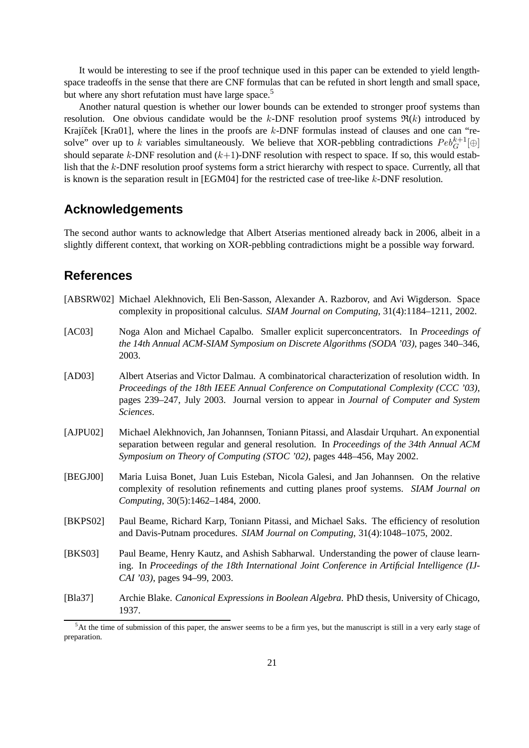It would be interesting to see if the proof technique used in this paper can be extended to yield length-space tradeoffs in the sense that there are CNF formulas that can be refuted in short length and small space, but where any short refutation must have large space.[5]

Another natural question is whether our lower bounds can be extended to stronger proof systems than resolution. One obvious candidate would be the $k$-DNF resolution proof systems $\mathfrak{R}(k)$ introduced by Krajíček [Kra01], where the lines in the proofs are $k$-DNF formulas instead of clauses and one can "resolve" over up to $k$ variables simultaneously. We believe that XOR-pebbling contradictions $Peb_G^{k+1}[\oplus]$ should separate $k$-DNF resolution and $(k+1)$-DNF resolution with respect to space. If so, this would establish that the $k$-DNF resolution proof systems form a strict hierarchy with respect to space. Currently, all that is known is the separation result in [EGM04] for the restricted case of tree-like $k$-DNF resolution.

## Acknowledgements

The second author wants to acknowledge that Albert Atserias mentioned already back in 2006, albeit in a slightly different context, that working on XOR-pebbling contradictions might be a possible way forward.

## References

[ABSRW02] Michael Alekhnovich, Eli Ben-Sasson, Alexander A. Razborov, and Avi Wigderson. Space complexity in propositional calculus. *SIAM Journal on Computing*, 31(4):1184–1211, 2002.

[AC03] Noga Alon and Michael Capalbo. Smaller explicit superconcentrators. In *Proceedings of the 14th Annual ACM-SIAM Symposium on Discrete Algorithms (SODA '03)*, pages 340–346, 2003.

[AD03] Albert Atserias and Victor Dalmau. A combinatorical characterization of resolution width. In *Proceedings of the 18th IEEE Annual Conference on Computational Complexity (CCC '03)*, pages 239–247, July 2003. Journal version to appear in *Journal of Computer and System Sciences*.

[AJPU02] Michael Alekhnovich, Jan Johannsen, Toniann Pitassi, and Alasdair Urquhart. An exponential separation between regular and general resolution. In *Proceedings of the 34th Annual ACM Symposium on Theory of Computing (STOC '02)*, pages 448–456, May 2002.

[BEGJ00] Maria Luisa Bonet, Juan Luis Esteban, Nicola Galesi, and Jan Johannsen. On the relative complexity of resolution refinements and cutting planes proof systems. *SIAM Journal on Computing*, 30(5):1462–1484, 2000.

[BKPS02] Paul Beame, Richard Karp, Toniann Pitassi, and Michael Saks. The efficiency of resolution and Davis-Putnam procedures. *SIAM Journal on Computing*, 31(4):1048–1075, 2002.

[BKS03] Paul Beame, Henry Kautz, and Ashish Sabharwal. Understanding the power of clause learning. In *Proceedings of the 18th International Joint Conference in Artificial Intelligence (IJCAI '03)*, pages 94–99, 2003.

[Bla37] Archie Blake. *Canonical Expressions in Boolean Algebra*. PhD thesis, University of Chicago, 1937.

[5] At the time of submission of this paper, the answer seems to be a firm yes, but the manuscript is still in a very early stage of preparation.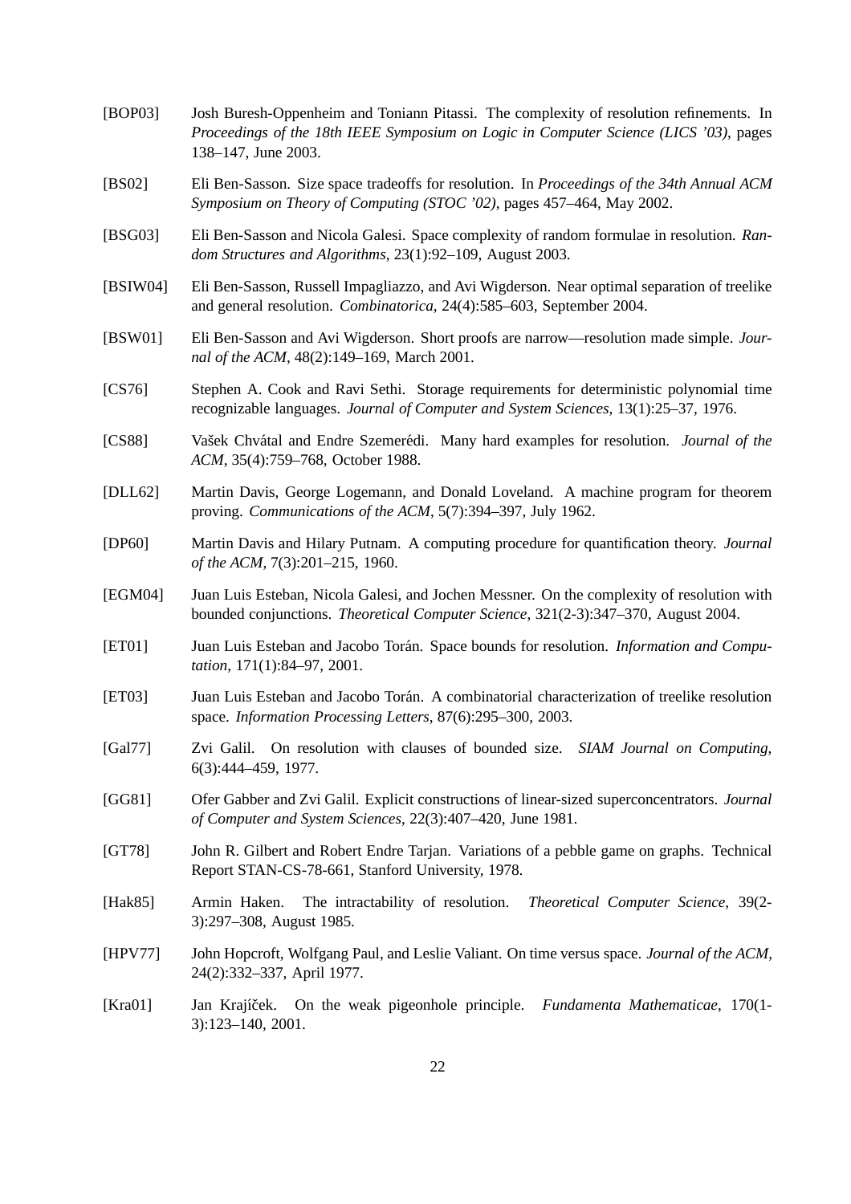[BOP03] Josh Buresh-Oppenheim and Toniann Pitassi. The complexity of resolution refinements. In *Proceedings of the 18th IEEE Symposium on Logic in Computer Science (LICS '03)*, pages 138–147, June 2003.

[BS02] Eli Ben-Sasson. Size space tradeoffs for resolution. In *Proceedings of the 34th Annual ACM Symposium on Theory of Computing (STOC '02)*, pages 457–464, May 2002.

[BSG03] Eli Ben-Sasson and Nicola Galesi. Space complexity of random formulae in resolution. *Random Structures and Algorithms*, 23(1):92–109, August 2003.

[BSIW04] Eli Ben-Sasson, Russell Impagliazzo, and Avi Wigderson. Near optimal separation of treelike and general resolution. *Combinatorica*, 24(4):585–603, September 2004.

[BSW01] Eli Ben-Sasson and Avi Wigderson. Short proofs are narrow—resolution made simple. *Journal of the ACM*, 48(2):149–169, March 2001.

[CS76] Stephen A. Cook and Ravi Sethi. Storage requirements for deterministic polynomial time recognizable languages. *Journal of Computer and System Sciences*, 13(1):25–37, 1976.

[CS88] Vašek Chvátal and Endre Szemerédi. Many hard examples for resolution. *Journal of the ACM*, 35(4):759–768, October 1988.

[DLL62] Martin Davis, George Logemann, and Donald Loveland. A machine program for theorem proving. *Communications of the ACM*, 5(7):394–397, July 1962.

[DP60] Martin Davis and Hilary Putnam. A computing procedure for quantification theory. *Journal of the ACM*, 7(3):201–215, 1960.

[EGM04] Juan Luis Esteban, Nicola Galesi, and Jochen Messner. On the complexity of resolution with bounded conjunctions. *Theoretical Computer Science*, 321(2-3):347–370, August 2004.

[ET01] Juan Luis Esteban and Jacobo Torán. Space bounds for resolution. *Information and Computation*, 171(1):84–97, 2001.

[ET03] Juan Luis Esteban and Jacobo Torán. A combinatorial characterization of treelike resolution space. *Information Processing Letters*, 87(6):295–300, 2003.

[Gal77] Zvi Galil. On resolution with clauses of bounded size. *SIAM Journal on Computing*, 6(3):444–459, 1977.

[GG81] Ofer Gabber and Zvi Galil. Explicit constructions of linear-sized superconcentrators. *Journal of Computer and System Sciences*, 22(3):407–420, June 1981.

[GT78] John R. Gilbert and Robert Endre Tarjan. Variations of a pebble game on graphs. Technical Report STAN-CS-78-661, Stanford University, 1978.

[Hak85] Armin Haken. The intractability of resolution. *Theoretical Computer Science*, 39(2-3):297–308, August 1985.

[HPV77] John Hopcroft, Wolfgang Paul, and Leslie Valiant. On time versus space. *Journal of the ACM*, 24(2):332–337, April 1977.

[Kra01] Jan Krajíček. On the weak pigeonhole principle. *Fundamenta Mathematicae*, 170(1-3):123–140, 2001.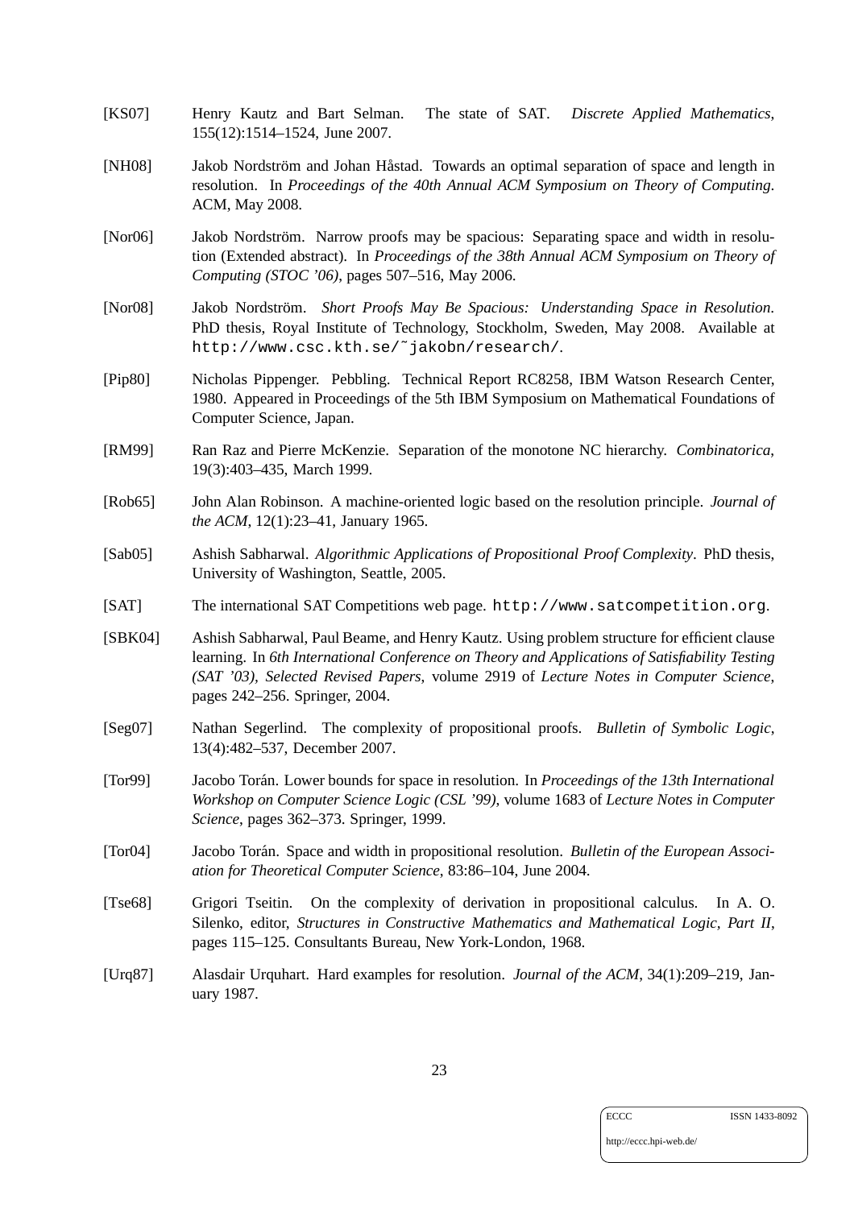[KS07] Henry Kautz and Bart Selman. The state of SAT. *Discrete Applied Mathematics*, 155(12):1514–1524, June 2007.

[NH08] Jakob Nordström and Johan Håstad. Towards an optimal separation of space and length in resolution. In *Proceedings of the 40th Annual ACM Symposium on Theory of Computing*. ACM, May 2008.

[Nor06] Jakob Nordström. Narrow proofs may be spacious: Separating space and width in resolution (Extended abstract). In *Proceedings of the 38th Annual ACM Symposium on Theory of Computing (STOC '06)*, pages 507–516, May 2006.

[Nor08] Jakob Nordström. *Short Proofs May Be Spacious: Understanding Space in Resolution*. PhD thesis, Royal Institute of Technology, Stockholm, Sweden, May 2008. Available at `http://www.csc.kth.se/~jakobn/research/`.

[Pip80] Nicholas Pippenger. Pebbling. Technical Report RC8258, IBM Watson Research Center, 1980. Appeared in Proceedings of the 5th IBM Symposium on Mathematical Foundations of Computer Science, Japan.

[RM99] Ran Raz and Pierre McKenzie. Separation of the monotone NC hierarchy. *Combinatorica*, 19(3):403–435, March 1999.

[Rob65] John Alan Robinson. A machine-oriented logic based on the resolution principle. *Journal of the ACM*, 12(1):23–41, January 1965.

[Sab05] Ashish Sabharwal. *Algorithmic Applications of Propositional Proof Complexity*. PhD thesis, University of Washington, Seattle, 2005.

[SAT] The international SAT Competitions web page. `http://www.satcompetition.org`.

[SBK04] Ashish Sabharwal, Paul Beame, and Henry Kautz. Using problem structure for efficient clause learning. In *6th International Conference on Theory and Applications of Satisfiability Testing (SAT '03), Selected Revised Papers*, volume 2919 of *Lecture Notes in Computer Science*, pages 242–256. Springer, 2004.

[Seg07] Nathan Segerlind. The complexity of propositional proofs. *Bulletin of Symbolic Logic*, 13(4):482–537, December 2007.

[Tor99] Jacobo Torán. Lower bounds for space in resolution. In *Proceedings of the 13th International Workshop on Computer Science Logic (CSL '99)*, volume 1683 of *Lecture Notes in Computer Science*, pages 362–373. Springer, 1999.

[Tor04] Jacobo Torán. Space and width in propositional resolution. *Bulletin of the European Association for Theoretical Computer Science*, 83:86–104, June 2004.

[Tse68] Grigori Tseitin. On the complexity of derivation in propositional calculus. In A. O. Silenko, editor, *Structures in Constructive Mathematics and Mathematical Logic, Part II*, pages 115–125. Consultants Bureau, New York-London, 1968.

[Urq87] Alasdair Urquhart. Hard examples for resolution. *Journal of the ACM*, 34(1):209–219, January 1987.

ECCC ISSN 1433-8092

http://eccc.hpi-web.de/